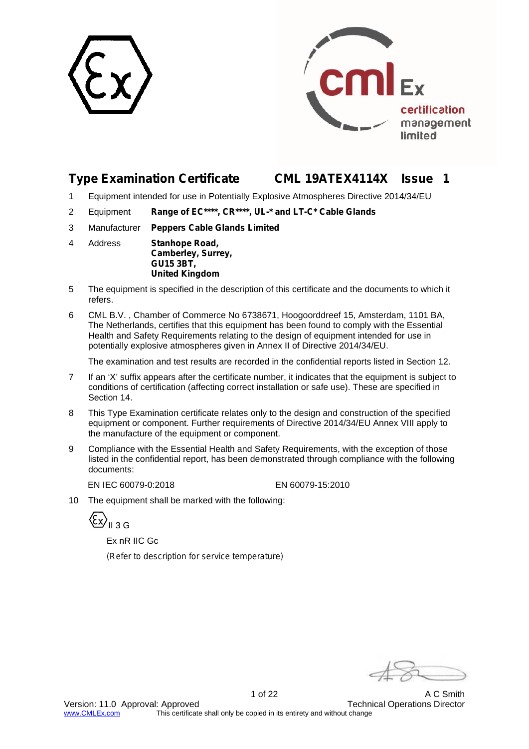# Type Examination Certificate CML 19ATEX4114X Issue 1

1. Equipment intended for use in Potentially Explosive Atmospheres Directive 2014/34/EU

2. Equipment **Range of EC****, CR****, UL-* and LT-C* Cable Glands**

3. Manufacturer **Peppers Cable Glands Limited**

4. Address **Stanhope Road,**
   **Camberley, Surrey,**
   **GU15 3BT,**
   **United Kingdom**

5. The equipment is specified in the description of this certificate and the documents to which it refers.

6. CML B.V. , Chamber of Commerce No 6738671, Hoogoorddreef 15, Amsterdam, 1101 BA, The Netherlands, certifies that this equipment has been found to comply with the Essential Health and Safety Requirements relating to the design of equipment intended for use in potentially explosive atmospheres given in Annex II of Directive 2014/34/EU.

   The examination and test results are recorded in the confidential reports listed in Section 12.

7. If an 'X' suffix appears after the certificate number, it indicates that the equipment is subject to conditions of certification (affecting correct installation or safe use). These are specified in Section 14.

8. This Type Examination certificate relates only to the design and construction of the specified equipment or component. Further requirements of Directive 2014/34/EU Annex VIII apply to the manufacture of the equipment or component.

9. Compliance with the Essential Health and Safety Requirements, with the exception of those listed in the confidential report, has been demonstrated through compliance with the following documents:

   EN IEC 60079-0:2018 EN 60079-15:2010

10. The equipment shall be marked with the following:

    Ex II 3 G

    Ex nR IIC Gc

    *(Refer to description for service temperature)*

A C Smith
Technical Operations Director

Version: 11.0 Approval: Approved
www.CMLEx.com This certificate shall only be copied in its entirety and without change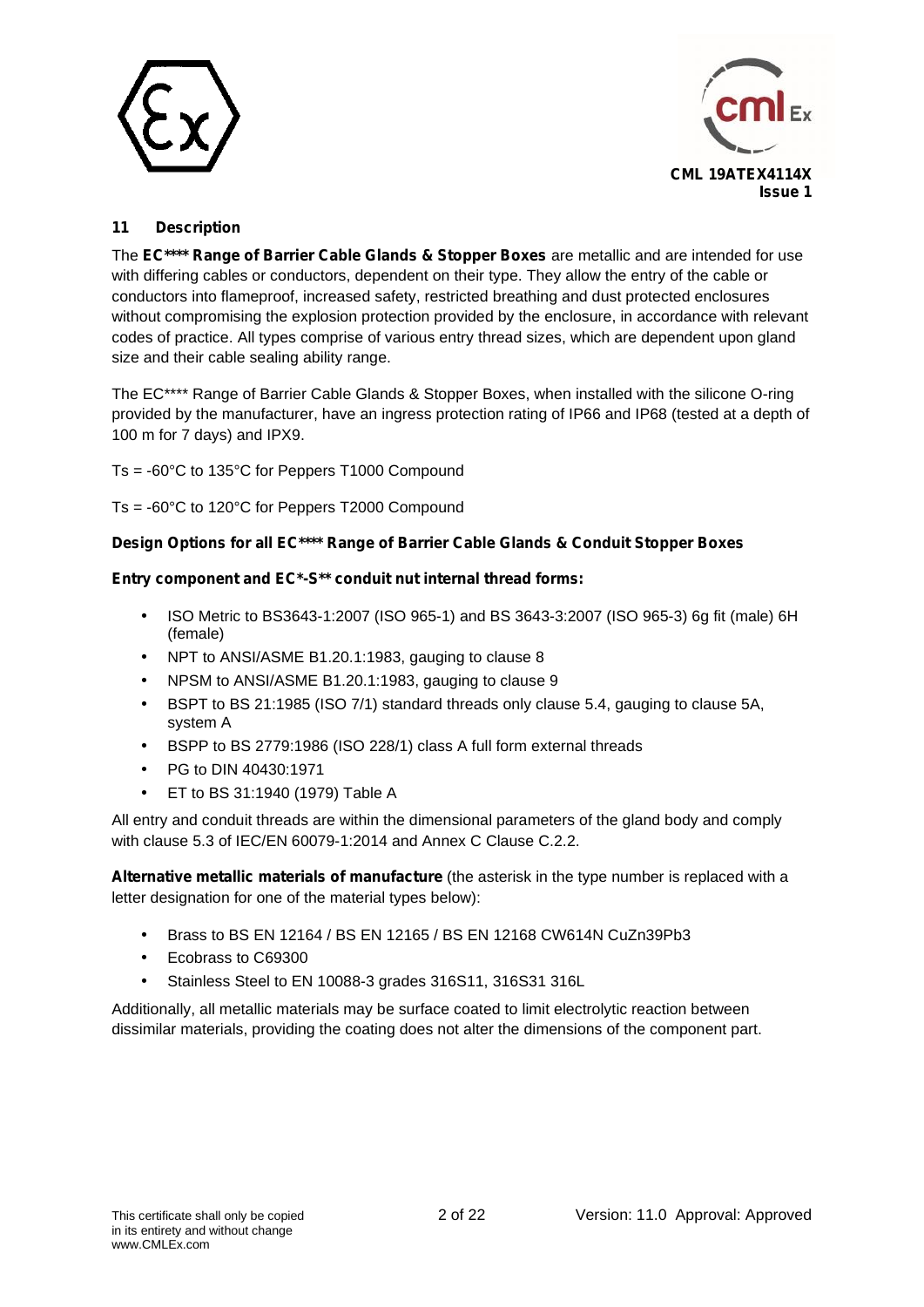## 11 Description

The **EC\*\*\*\* Range of Barrier Cable Glands & Stopper Boxes** are metallic and are intended for use with differing cables or conductors, dependent on their type. They allow the entry of the cable or conductors into flameproof, increased safety, restricted breathing and dust protected enclosures without compromising the explosion protection provided by the enclosure, in accordance with relevant codes of practice. All types comprise of various entry thread sizes, which are dependent upon gland size and their cable sealing ability range.

The EC**** Range of Barrier Cable Glands & Stopper Boxes, when installed with the silicone O-ring provided by the manufacturer, have an ingress protection rating of IP66 and IP68 (tested at a depth of 100 m for 7 days) and IPX9.

Ts = -60°C to 135°C for Peppers T1000 Compound

Ts = -60°C to 120°C for Peppers T2000 Compound

**Design Options for all EC\*\*\*\* Range of Barrier Cable Glands & Conduit Stopper Boxes**

**Entry component and EC\*-S\*\* conduit nut internal thread forms:**

- ISO Metric to BS3643-1:2007 (ISO 965-1) and BS 3643-3:2007 (ISO 965-3) 6g fit (male) 6H (female)
- NPT to ANSI/ASME B1.20.1:1983, gauging to clause 8
- NPSM to ANSI/ASME B1.20.1:1983, gauging to clause 9
- BSPT to BS 21:1985 (ISO 7/1) standard threads only clause 5.4, gauging to clause 5A, system A
- BSPP to BS 2779:1986 (ISO 228/1) class A full form external threads
- PG to DIN 40430:1971
- ET to BS 31:1940 (1979) Table A

All entry and conduit threads are within the dimensional parameters of the gland body and comply with clause 5.3 of IEC/EN 60079-1:2014 and Annex C Clause C.2.2.

**Alternative metallic materials of manufacture** (the asterisk in the type number is replaced with a letter designation for one of the material types below):

- Brass to BS EN 12164 / BS EN 12165 / BS EN 12168 CW614N CuZn39Pb3
- Ecobrass to C69300
- Stainless Steel to EN 10088-3 grades 316S11, 316S31 316L

Additionally, all metallic materials may be surface coated to limit electrolytic reaction between dissimilar materials, providing the coating does not alter the dimensions of the component part.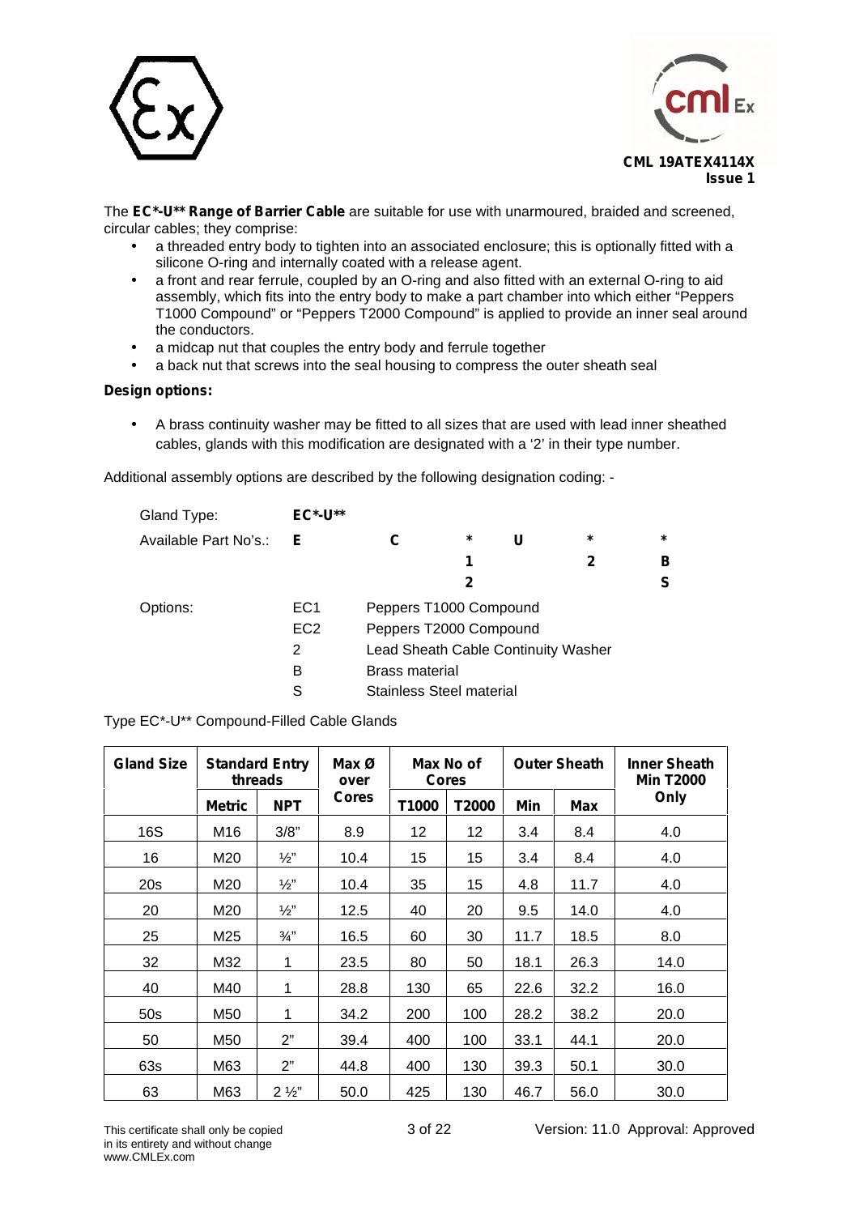The **EC*-U** Range of Barrier Cable** are suitable for use with unarmoured, braided and screened, circular cables; they comprise:

- a threaded entry body to tighten into an associated enclosure; this is optionally fitted with a silicone O-ring and internally coated with a release agent.
- a front and rear ferrule, coupled by an O-ring and also fitted with an external O-ring to aid assembly, which fits into the entry body to make a part chamber into which either "Peppers T1000 Compound" or "Peppers T2000 Compound" is applied to provide an inner seal around the conductors.
- a midcap nut that couples the entry body and ferrule together
- a back nut that screws into the seal housing to compress the outer sheath seal

**Design options:**

- A brass continuity washer may be fitted to all sizes that are used with lead inner sheathed cables, glands with this modification are designated with a '2' in their type number.

Additional assembly options are described by the following designation coding: -

| | | | | | | |
|---|---|---|---|---|---|---|
| Gland Type: | **EC*-U**** | | | | | |
| Available Part No's.: | **E** | **C** | ***** | **U** | ***** | ***** |
| | | | **1** | | **2** | **B** |
| | | | **2** | | | **S** |

| Options: | |
|---|---|
| EC1 | Peppers T1000 Compound |
| EC2 | Peppers T2000 Compound |
| 2 | Lead Sheath Cable Continuity Washer |
| B | Brass material |
| S | Stainless Steel material |

Type EC*-U** Compound-Filled Cable Glands

| Gland Size | Standard Entry threads | | Max Ø over Cores | Max No of Cores | | Outer Sheath | | Inner Sheath Min T2000 Only |
|---|---|---|---|---|---|---|---|---|
| | Metric | NPT | | T1000 | T2000 | Min | Max | |
| 16S | M16 | 3/8" | 8.9 | 12 | 12 | 3.4 | 8.4 | 4.0 |
| 16 | M20 | ½" | 10.4 | 15 | 15 | 3.4 | 8.4 | 4.0 |
| 20s | M20 | ½" | 10.4 | 35 | 15 | 4.8 | 11.7 | 4.0 |
| 20 | M20 | ½" | 12.5 | 40 | 20 | 9.5 | 14.0 | 4.0 |
| 25 | M25 | ¾" | 16.5 | 60 | 30 | 11.7 | 18.5 | 8.0 |
| 32 | M32 | 1 | 23.5 | 80 | 50 | 18.1 | 26.3 | 14.0 |
| 40 | M40 | 1 | 28.8 | 130 | 65 | 22.6 | 32.2 | 16.0 |
| 50s | M50 | 1 | 34.2 | 200 | 100 | 28.2 | 38.2 | 20.0 |
| 50 | M50 | 2" | 39.4 | 400 | 100 | 33.1 | 44.1 | 20.0 |
| 63s | M63 | 2" | 44.8 | 400 | 130 | 39.3 | 50.1 | 30.0 |
| 63 | M63 | 2 ½" | 50.0 | 425 | 130 | 46.7 | 56.0 | 30.0 |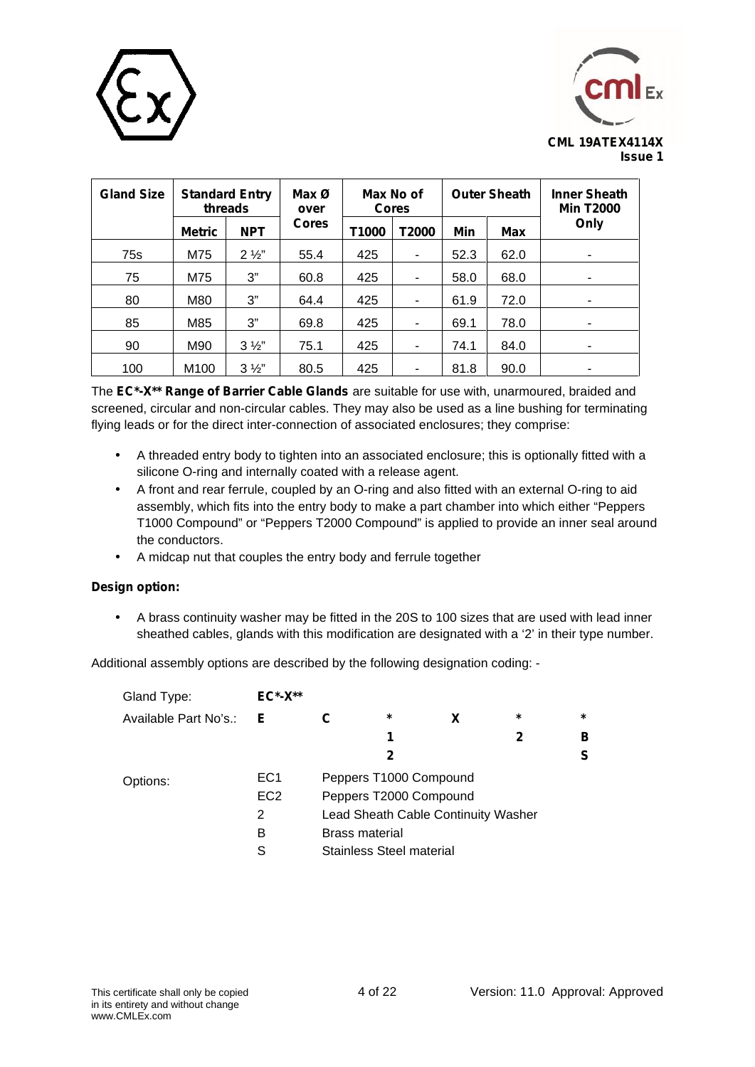CML 19ATEX4114X
Issue 1

| Gland Size | Standard Entry threads | | Max Ø over Cores | Max No of Cores | | Outer Sheath | | Inner Sheath Min T2000 Only |
|---|---|---|---|---|---|---|---|---|
| | Metric | NPT | | T1000 | T2000 | Min | Max | |
| 75s | M75 | 2 ½" | 55.4 | 425 | - | 52.3 | 62.0 | - |
| 75 | M75 | 3" | 60.8 | 425 | - | 58.0 | 68.0 | - |
| 80 | M80 | 3" | 64.4 | 425 | - | 61.9 | 72.0 | - |
| 85 | M85 | 3" | 69.8 | 425 | - | 69.1 | 78.0 | - |
| 90 | M90 | 3 ½" | 75.1 | 425 | - | 74.1 | 84.0 | - |
| 100 | M100 | 3 ½" | 80.5 | 425 | - | 81.8 | 90.0 | - |

The **EC*-X** Range of Barrier Cable Glands** are suitable for use with, unarmoured, braided and screened, circular and non-circular cables. They may also be used as a line bushing for terminating flying leads or for the direct inter-connection of associated enclosures; they comprise:

- A threaded entry body to tighten into an associated enclosure; this is optionally fitted with a silicone O-ring and internally coated with a release agent.
- A front and rear ferrule, coupled by an O-ring and also fitted with an external O-ring to aid assembly, which fits into the entry body to make a part chamber into which either "Peppers T1000 Compound" or "Peppers T2000 Compound" is applied to provide an inner seal around the conductors.
- A midcap nut that couples the entry body and ferrule together

**Design option:**

- A brass continuity washer may be fitted in the 20S to 100 sizes that are used with lead inner sheathed cables, glands with this modification are designated with a '2' in their type number.

Additional assembly options are described by the following designation coding: -

| | | | | | | |
|---|---|---|---|---|---|---|
| Gland Type: | **EC*-X**** | | | | | |
| Available Part No's.: | **E** | **C** | ***** | **X** | ***** | ***** |
| | | | **1** | | **2** | **B** |
| | | | **2** | | | **S** |

| | | |
|---|---|---|
| Options: | EC1 | Peppers T1000 Compound |
| | EC2 | Peppers T2000 Compound |
| | 2 | Lead Sheath Cable Continuity Washer |
| | B | Brass material |
| | S | Stainless Steel material |

This certificate shall only be copied in its entirety and without change
www.CMLEx.com

Version: 11.0 Approval: Approved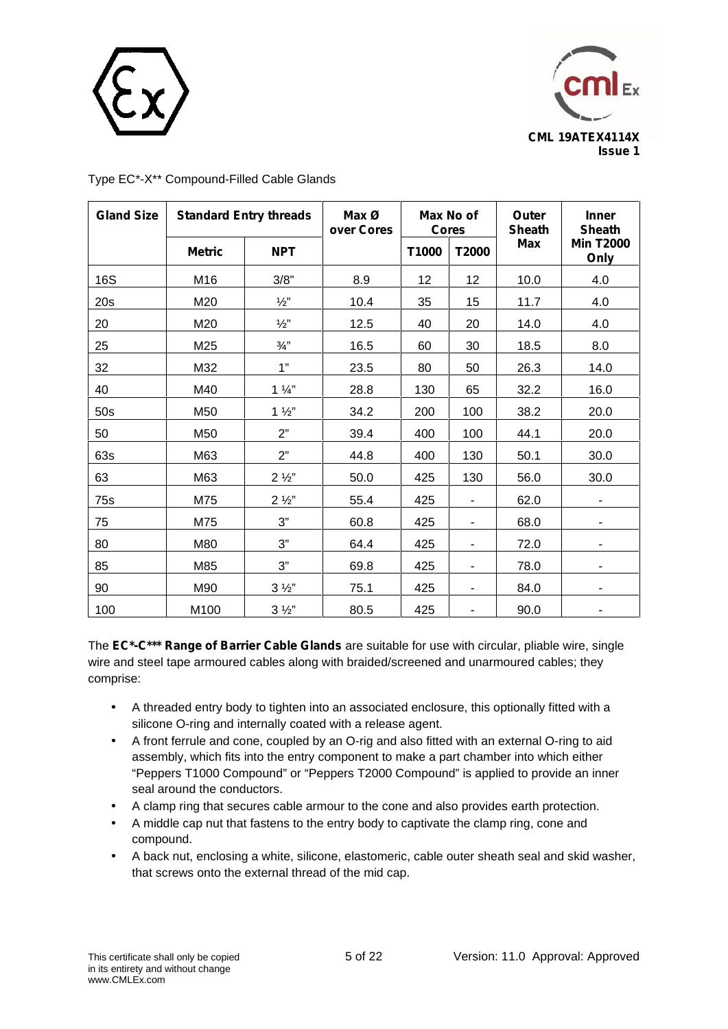Type EC*-X** Compound-Filled Cable Glands

| Gland Size | Standard Entry threads | | Max Ø over Cores | Max No of Cores | | Outer Sheath Max | Inner Sheath Min T2000 Only |
|---|---|---|---|---|---|---|---|
| | Metric | NPT | | T1000 | T2000 | | |
| 16S | M16 | 3/8" | 8.9 | 12 | 12 | 10.0 | 4.0 |
| 20s | M20 | ½" | 10.4 | 35 | 15 | 11.7 | 4.0 |
| 20 | M20 | ½" | 12.5 | 40 | 20 | 14.0 | 4.0 |
| 25 | M25 | ¾" | 16.5 | 60 | 30 | 18.5 | 8.0 |
| 32 | M32 | 1" | 23.5 | 80 | 50 | 26.3 | 14.0 |
| 40 | M40 | 1 ¼" | 28.8 | 130 | 65 | 32.2 | 16.0 |
| 50s | M50 | 1 ½" | 34.2 | 200 | 100 | 38.2 | 20.0 |
| 50 | M50 | 2" | 39.4 | 400 | 100 | 44.1 | 20.0 |
| 63s | M63 | 2" | 44.8 | 400 | 130 | 50.1 | 30.0 |
| 63 | M63 | 2 ½" | 50.0 | 425 | 130 | 56.0 | 30.0 |
| 75s | M75 | 2 ½" | 55.4 | 425 | - | 62.0 | - |
| 75 | M75 | 3" | 60.8 | 425 | - | 68.0 | - |
| 80 | M80 | 3" | 64.4 | 425 | - | 72.0 | - |
| 85 | M85 | 3" | 69.8 | 425 | - | 78.0 | - |
| 90 | M90 | 3 ½" | 75.1 | 425 | - | 84.0 | - |
| 100 | M100 | 3 ½" | 80.5 | 425 | - | 90.0 | - |

The **EC*-C*** Range of Barrier Cable Glands** are suitable for use with circular, pliable wire, single wire and steel tape armoured cables along with braided/screened and unarmoured cables; they comprise:

- A threaded entry body to tighten into an associated enclosure, this optionally fitted with a silicone O-ring and internally coated with a release agent.
- A front ferrule and cone, coupled by an O-rig and also fitted with an external O-ring to aid assembly, which fits into the entry component to make a part chamber into which either "Peppers T1000 Compound" or "Peppers T2000 Compound" is applied to provide an inner seal around the conductors.
- A clamp ring that secures cable armour to the cone and also provides earth protection.
- A middle cap nut that fastens to the entry body to captivate the clamp ring, cone and compound.
- A back nut, enclosing a white, silicone, elastomeric, cable outer sheath seal and skid washer, that screws onto the external thread of the mid cap.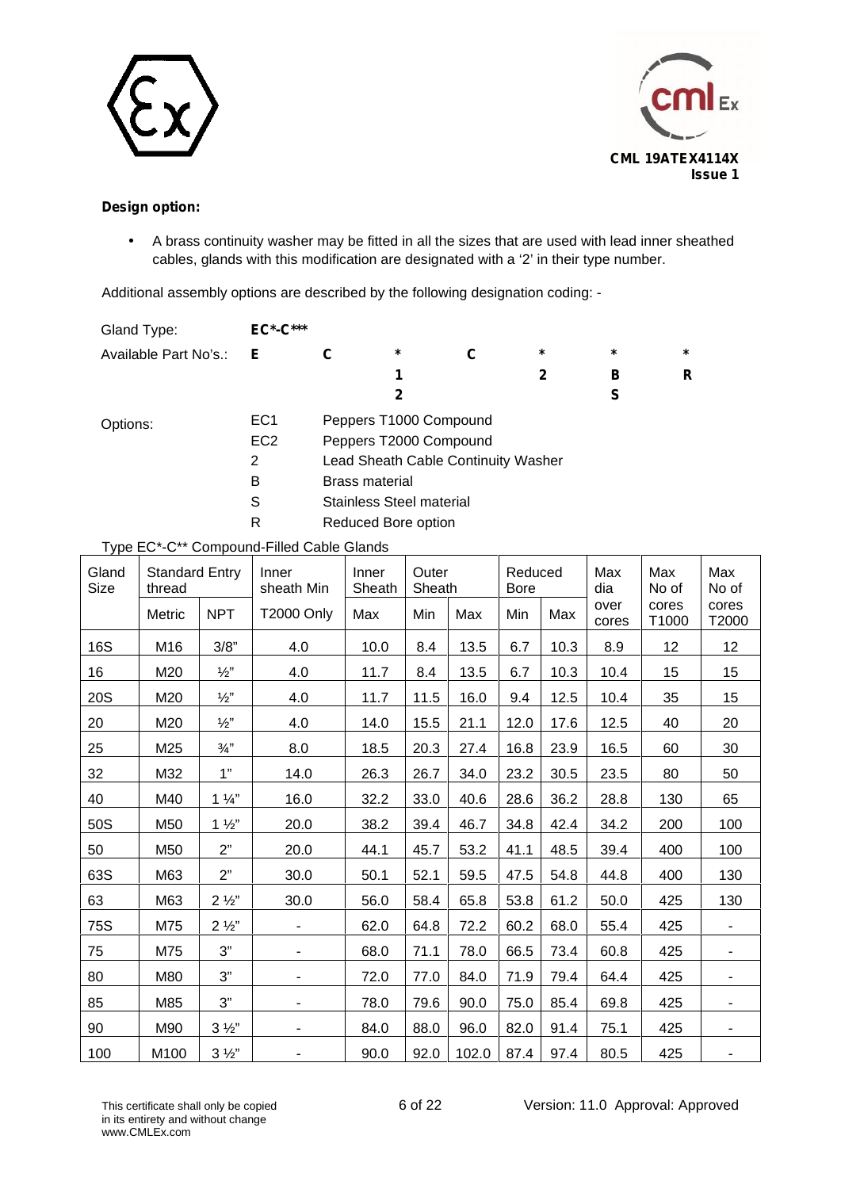**Design option:**

- A brass continuity washer may be fitted in all the sizes that are used with lead inner sheathed cables, glands with this modification are designated with a '2' in their type number.

Additional assembly options are described by the following designation coding: -

| | | | | | | | |
|---|---|---|---|---|---|---|---|
| Gland Type: | **EC*-C*** ** | | | | | | |
| Available Part No's.: | **E** | **C** | ***** | **C** | ***** | ***** | ***** |
| | | | **1** | | **2** | **B** | **R** |
| | | | **2** | | | **S** | |

| | | |
|---|---|---|
| Options: | EC1 | Peppers T1000 Compound |
| | EC2 | Peppers T2000 Compound |
| | 2 | Lead Sheath Cable Continuity Washer |
| | B | Brass material |
| | S | Stainless Steel material |
| | R | Reduced Bore option |

Type EC*-C** Compound-Filled Cable Glands

| Gland Size | Standard Entry thread | | Inner sheath Min | Inner Sheath | Outer Sheath | | Reduced Bore | | Max dia over cores | Max No of cores T1000 | Max No of cores T2000 |
|---|---|---|---|---|---|---|---|---|---|---|---|
| | Metric | NPT | T2000 Only | Max | Min | Max | Min | Max | | | |
| 16S | M16 | 3/8" | 4.0 | 10.0 | 8.4 | 13.5 | 6.7 | 10.3 | 8.9 | 12 | 12 |
| 16 | M20 | ½" | 4.0 | 11.7 | 8.4 | 13.5 | 6.7 | 10.3 | 10.4 | 15 | 15 |
| 20S | M20 | ½" | 4.0 | 11.7 | 11.5 | 16.0 | 9.4 | 12.5 | 10.4 | 35 | 15 |
| 20 | M20 | ½" | 4.0 | 14.0 | 15.5 | 21.1 | 12.0 | 17.6 | 12.5 | 40 | 20 |
| 25 | M25 | ¾" | 8.0 | 18.5 | 20.3 | 27.4 | 16.8 | 23.9 | 16.5 | 60 | 30 |
| 32 | M32 | 1" | 14.0 | 26.3 | 26.7 | 34.0 | 23.2 | 30.5 | 23.5 | 80 | 50 |
| 40 | M40 | 1 ¼" | 16.0 | 32.2 | 33.0 | 40.6 | 28.6 | 36.2 | 28.8 | 130 | 65 |
| 50S | M50 | 1 ½" | 20.0 | 38.2 | 39.4 | 46.7 | 34.8 | 42.4 | 34.2 | 200 | 100 |
| 50 | M50 | 2" | 20.0 | 44.1 | 45.7 | 53.2 | 41.1 | 48.5 | 39.4 | 400 | 100 |
| 63S | M63 | 2" | 30.0 | 50.1 | 52.1 | 59.5 | 47.5 | 54.8 | 44.8 | 400 | 130 |
| 63 | M63 | 2 ½" | 30.0 | 56.0 | 58.4 | 65.8 | 53.8 | 61.2 | 50.0 | 425 | 130 |
| 75S | M75 | 2 ½" | - | 62.0 | 64.8 | 72.2 | 60.2 | 68.0 | 55.4 | 425 | - |
| 75 | M75 | 3" | - | 68.0 | 71.1 | 78.0 | 66.5 | 73.4 | 60.8 | 425 | - |
| 80 | M80 | 3" | - | 72.0 | 77.0 | 84.0 | 71.9 | 79.4 | 64.4 | 425 | - |
| 85 | M85 | 3" | - | 78.0 | 79.6 | 90.0 | 75.0 | 85.4 | 69.8 | 425 | - |
| 90 | M90 | 3 ½" | - | 84.0 | 88.0 | 96.0 | 82.0 | 91.4 | 75.1 | 425 | - |
| 100 | M100 | 3 ½" | - | 90.0 | 92.0 | 102.0 | 87.4 | 97.4 | 80.5 | 425 | - |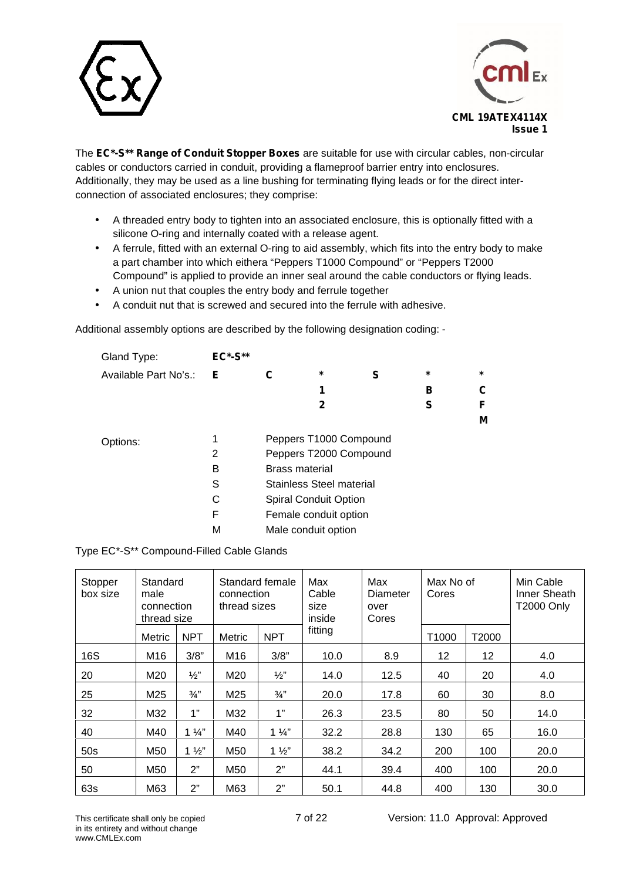CML 19ATEX4114X
Issue 1

The **EC*-S** Range of Conduit Stopper Boxes** are suitable for use with circular cables, non-circular cables or conductors carried in conduit, providing a flameproof barrier entry into enclosures. Additionally, they may be used as a line bushing for terminating flying leads or for the direct inter-connection of associated enclosures; they comprise:

- A threaded entry body to tighten into an associated enclosure, this is optionally fitted with a silicone O-ring and internally coated with a release agent.
- A ferrule, fitted with an external O-ring to aid assembly, which fits into the entry body to make a part chamber into which eithera "Peppers T1000 Compound" or "Peppers T2000 Compound" is applied to provide an inner seal around the cable conductors or flying leads.
- A union nut that couples the entry body and ferrule together
- A conduit nut that is screwed and secured into the ferrule with adhesive.

Additional assembly options are described by the following designation coding: -

| Gland Type: | **EC*-S*** | | | | | |
|---|---|---|---|---|---|---|
| Available Part No's.: | **E** | **C** | ***** | **S** | ***** | ***** |
| | | | **1** | | **B** | **C** |
| | | | **2** | | **S** | **F** |
| | | | | | | **M** |

| Options: | | |
|---|---|---|
| | 1 | Peppers T1000 Compound |
| | 2 | Peppers T2000 Compound |
| | B | Brass material |
| | S | Stainless Steel material |
| | C | Spiral Conduit Option |
| | F | Female conduit option |
| | M | Male conduit option |

Type EC*-S** Compound-Filled Cable Glands

| Stopper box size | Standard male connection thread size | | Standard female connection thread sizes | | Max Cable size inside fitting | Max Diameter over Cores | Max No of Cores | | Min Cable Inner Sheath T2000 Only |
|---|---|---|---|---|---|---|---|---|---|
| | Metric | NPT | Metric | NPT | | | T1000 | T2000 | |
| 16S | M16 | 3/8" | M16 | 3/8" | 10.0 | 8.9 | 12 | 12 | 4.0 |
| 20 | M20 | ½" | M20 | ½" | 14.0 | 12.5 | 40 | 20 | 4.0 |
| 25 | M25 | ¾" | M25 | ¾" | 20.0 | 17.8 | 60 | 30 | 8.0 |
| 32 | M32 | 1" | M32 | 1" | 26.3 | 23.5 | 80 | 50 | 14.0 |
| 40 | M40 | 1 ¼" | M40 | 1 ¼" | 32.2 | 28.8 | 130 | 65 | 16.0 |
| 50s | M50 | 1 ½" | M50 | 1 ½" | 38.2 | 34.2 | 200 | 100 | 20.0 |
| 50 | M50 | 2" | M50 | 2" | 44.1 | 39.4 | 400 | 100 | 20.0 |
| 63s | M63 | 2" | M63 | 2" | 50.1 | 44.8 | 400 | 130 | 30.0 |

This certificate shall only be copied in its entirety and without change
www.CMLEx.com

Version: 11.0 Approval: Approved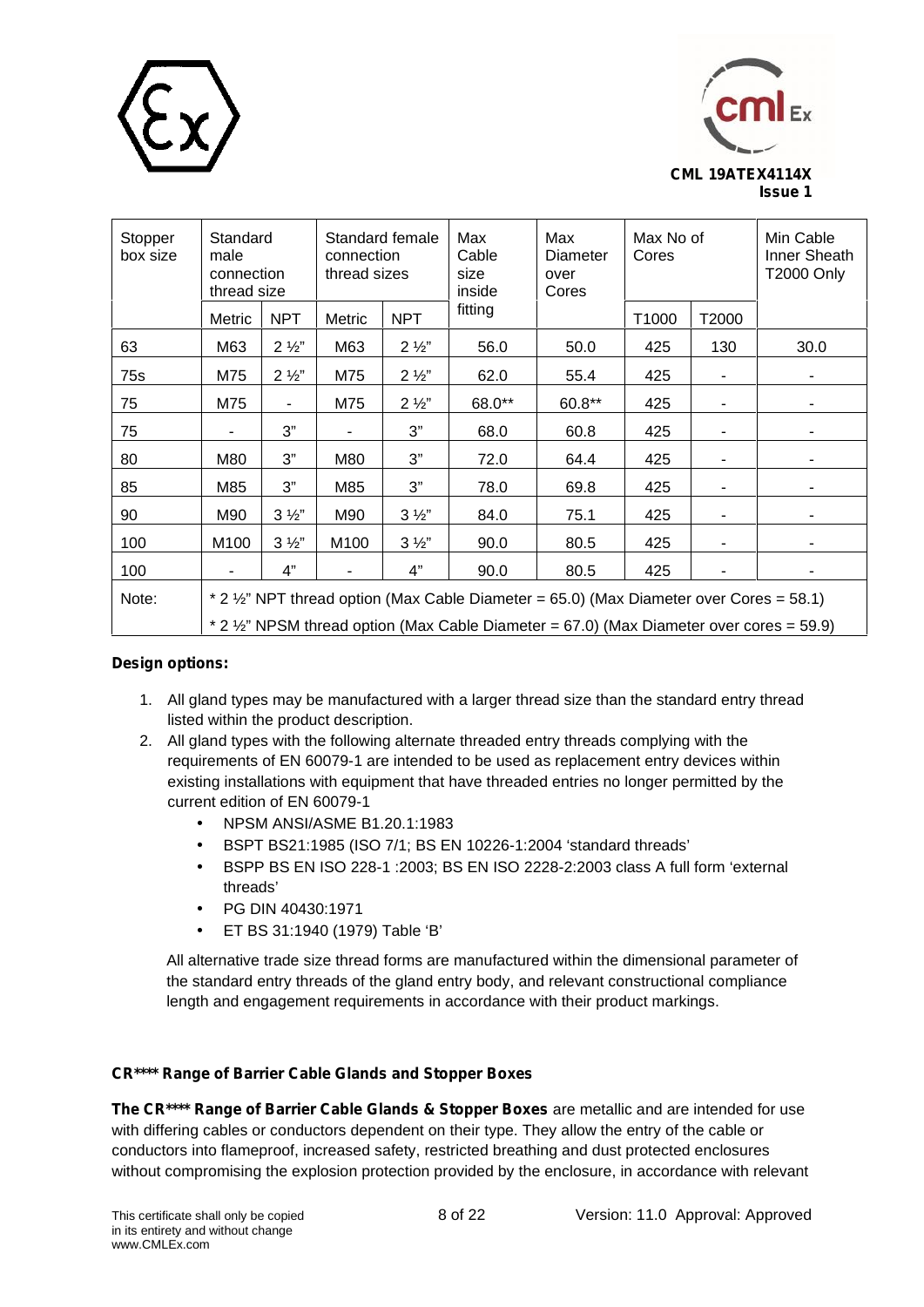| Stopper box size | Standard male connection thread size | | Standard female connection thread sizes | | Max Cable size inside fitting | Max Diameter over Cores | Max No of Cores | | Min Cable Inner Sheath T2000 Only |
|---|---|---|---|---|---|---|---|---|---|
| | Metric | NPT | Metric | NPT | | | T1000 | T2000 | |
| 63 | M63 | 2 ½" | M63 | 2 ½" | 56.0 | 50.0 | 425 | 130 | 30.0 |
| 75s | M75 | 2 ½" | M75 | 2 ½" | 62.0 | 55.4 | 425 | - | - |
| 75 | M75 | - | M75 | 2 ½" | 68.0** | 60.8** | 425 | - | - |
| 75 | - | 3" | - | 3" | 68.0 | 60.8 | 425 | - | - |
| 80 | M80 | 3" | M80 | 3" | 72.0 | 64.4 | 425 | - | - |
| 85 | M85 | 3" | M85 | 3" | 78.0 | 69.8 | 425 | - | - |
| 90 | M90 | 3 ½" | M90 | 3 ½" | 84.0 | 75.1 | 425 | - | - |
| 100 | M100 | 3 ½" | M100 | 3 ½" | 90.0 | 80.5 | 425 | - | - |
| 100 | - | 4" | - | 4" | 90.0 | 80.5 | 425 | - | - |
| Note: | * 2 ½" NPT thread option (Max Cable Diameter = 65.0) (Max Diameter over Cores = 58.1)<br>* 2 ½" NPSM thread option (Max Cable Diameter = 67.0) (Max Diameter over cores = 59.9) | | | | | | | | |

**Design options:**

1. All gland types may be manufactured with a larger thread size than the standard entry thread listed within the product description.
2. All gland types with the following alternate threaded entry threads complying with the requirements of EN 60079-1 are intended to be used as replacement entry devices within existing installations with equipment that have threaded entries no longer permitted by the current edition of EN 60079-1
   - NPSM ANSI/ASME B1.20.1:1983
   - BSPT BS21:1985 (ISO 7/1; BS EN 10226-1:2004 'standard threads'
   - BSPP BS EN ISO 228-1 :2003; BS EN ISO 2228-2:2003 class A full form 'external threads'
   - PG DIN 40430:1971
   - ET BS 31:1940 (1979) Table 'B'

   All alternative trade size thread forms are manufactured within the dimensional parameter of the standard entry threads of the gland entry body, and relevant constructional compliance length and engagement requirements in accordance with their product markings.

**CR\*\*\*\* Range of Barrier Cable Glands and Stopper Boxes**

**The CR\*\*\*\* Range of Barrier Cable Glands & Stopper Boxes** are metallic and are intended for use with differing cables or conductors dependent on their type. They allow the entry of the cable or conductors into flameproof, increased safety, restricted breathing and dust protected enclosures without compromising the explosion protection provided by the enclosure, in accordance with relevant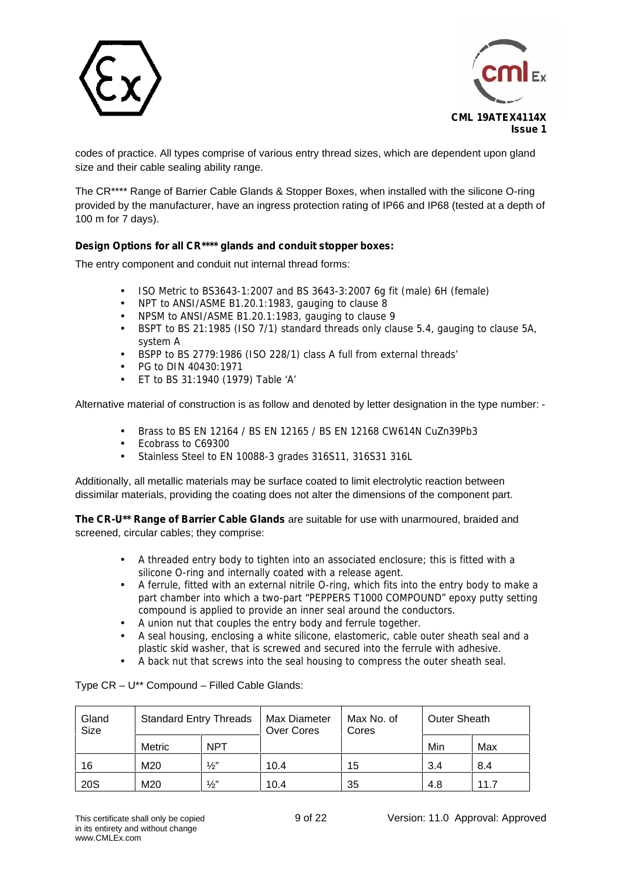codes of practice. All types comprise of various entry thread sizes, which are dependent upon gland size and their cable sealing ability range.

The CR**** Range of Barrier Cable Glands & Stopper Boxes, when installed with the silicone O-ring provided by the manufacturer, have an ingress protection rating of IP66 and IP68 (tested at a depth of 100 m for 7 days).

**Design Options for all CR**** glands and conduit stopper boxes:**

The entry component and conduit nut internal thread forms:

- ISO Metric to BS3643-1:2007 and BS 3643-3:2007 6g fit (male) 6H (female)
- NPT to ANSI/ASME B1.20.1:1983, gauging to clause 8
- NPSM to ANSI/ASME B1.20.1:1983, gauging to clause 9
- BSPT to BS 21:1985 (ISO 7/1) standard threads only clause 5.4, gauging to clause 5A, system A
- BSPP to BS 2779:1986 (ISO 228/1) class A full from external threads'
- PG to DIN 40430:1971
- ET to BS 31:1940 (1979) Table 'A'

Alternative material of construction is as follow and denoted by letter designation in the type number: -

- Brass to BS EN 12164 / BS EN 12165 / BS EN 12168 CW614N CuZn39Pb3
- Ecobrass to C69300
- Stainless Steel to EN 10088-3 grades 316S11, 316S31 316L

Additionally, all metallic materials may be surface coated to limit electrolytic reaction between dissimilar materials, providing the coating does not alter the dimensions of the component part.

**The CR-U** Range of Barrier Cable Glands** are suitable for use with unarmoured, braided and screened, circular cables; they comprise:

- A threaded entry body to tighten into an associated enclosure; this is fitted with a silicone O-ring and internally coated with a release agent.
- A ferrule, fitted with an external nitrile O-ring, which fits into the entry body to make a part chamber into which a two-part "PEPPERS T1000 COMPOUND" epoxy putty setting compound is applied to provide an inner seal around the conductors.
- A union nut that couples the entry body and ferrule together.
- A seal housing, enclosing a white silicone, elastomeric, cable outer sheath seal and a plastic skid washer, that is screwed and secured into the ferrule with adhesive.
- A back nut that screws into the seal housing to compress the outer sheath seal.

Type CR – U** Compound – Filled Cable Glands:

| Gland Size | Standard Entry Threads | | Max Diameter Over Cores | Max No. of Cores | Outer Sheath | |
|---|---|---|---|---|---|---|
| | Metric | NPT | | | Min | Max |
| 16 | M20 | ½" | 10.4 | 15 | 3.4 | 8.4 |
| 20S | M20 | ½" | 10.4 | 35 | 4.8 | 11.7 |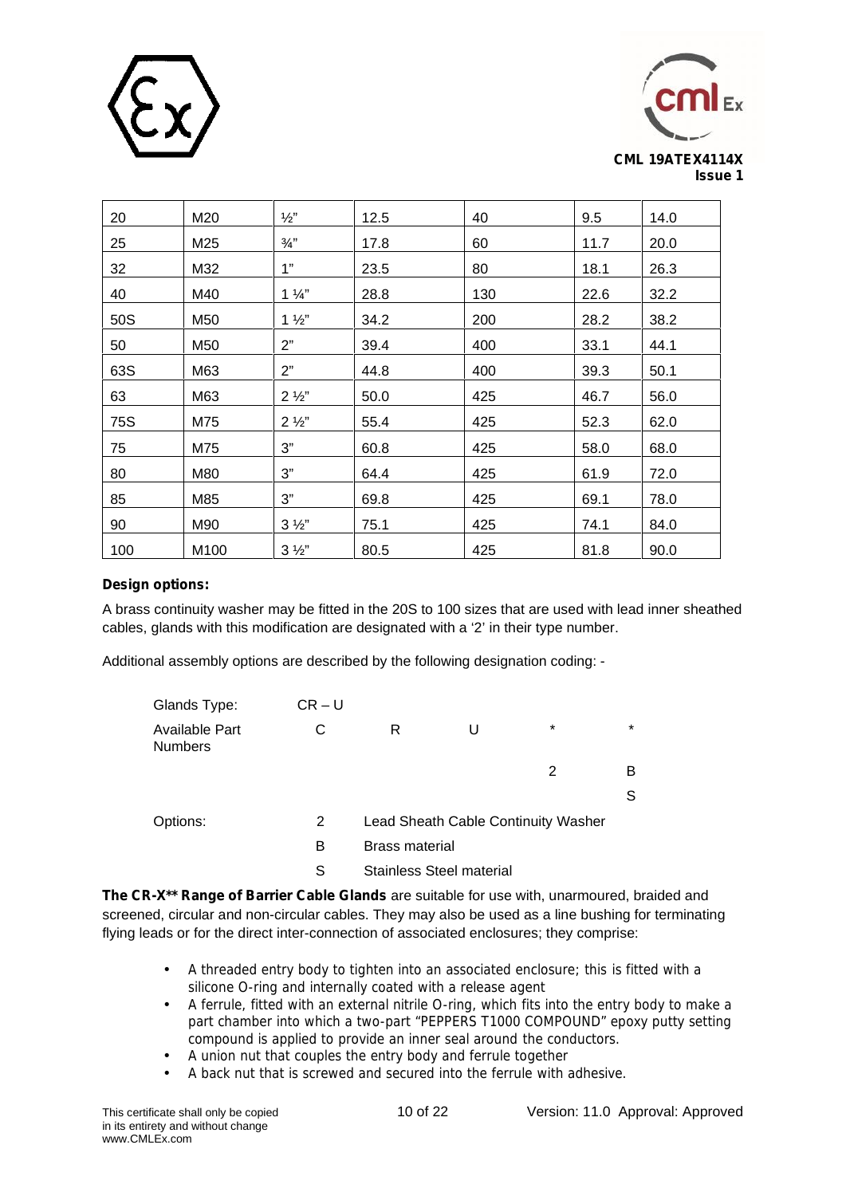| | | | | | | |
|---|---|---|---|---|---|---|
| 20 | M20 | ½" | 12.5 | 40 | 9.5 | 14.0 |
| 25 | M25 | ¾" | 17.8 | 60 | 11.7 | 20.0 |
| 32 | M32 | 1" | 23.5 | 80 | 18.1 | 26.3 |
| 40 | M40 | 1 ¼" | 28.8 | 130 | 22.6 | 32.2 |
| 50S | M50 | 1 ½" | 34.2 | 200 | 28.2 | 38.2 |
| 50 | M50 | 2" | 39.4 | 400 | 33.1 | 44.1 |
| 63S | M63 | 2" | 44.8 | 400 | 39.3 | 50.1 |
| 63 | M63 | 2 ½" | 50.0 | 425 | 46.7 | 56.0 |
| 75S | M75 | 2 ½" | 55.4 | 425 | 52.3 | 62.0 |
| 75 | M75 | 3" | 60.8 | 425 | 58.0 | 68.0 |
| 80 | M80 | 3" | 64.4 | 425 | 61.9 | 72.0 |
| 85 | M85 | 3" | 69.8 | 425 | 69.1 | 78.0 |
| 90 | M90 | 3 ½" | 75.1 | 425 | 74.1 | 84.0 |
| 100 | M100 | 3 ½" | 80.5 | 425 | 81.8 | 90.0 |

**Design options:**

A brass continuity washer may be fitted in the 20S to 100 sizes that are used with lead inner sheathed cables, glands with this modification are designated with a '2' in their type number.

Additional assembly options are described by the following designation coding: -

| | | | | | |
|---|---|---|---|---|---|
| Glands Type: | CR – U | | | | |
| Available Part Numbers | C | R | U | * | * |
| | | | | 2 | B |
| | | | | | S |
| Options: | 2 | Lead Sheath Cable Continuity Washer | | | |
| | B | Brass material | | | |
| | S | Stainless Steel material | | | |

**The CR-X** Range of Barrier Cable Glands** are suitable for use with, unarmoured, braided and screened, circular and non-circular cables. They may also be used as a line bushing for terminating flying leads or for the direct inter-connection of associated enclosures; they comprise:

- A threaded entry body to tighten into an associated enclosure; this is fitted with a silicone O-ring and internally coated with a release agent
- A ferrule, fitted with an external nitrile O-ring, which fits into the entry body to make a part chamber into which a two-part "PEPPERS T1000 COMPOUND" epoxy putty setting compound is applied to provide an inner seal around the conductors.
- A union nut that couples the entry body and ferrule together
- A back nut that is screwed and secured into the ferrule with adhesive.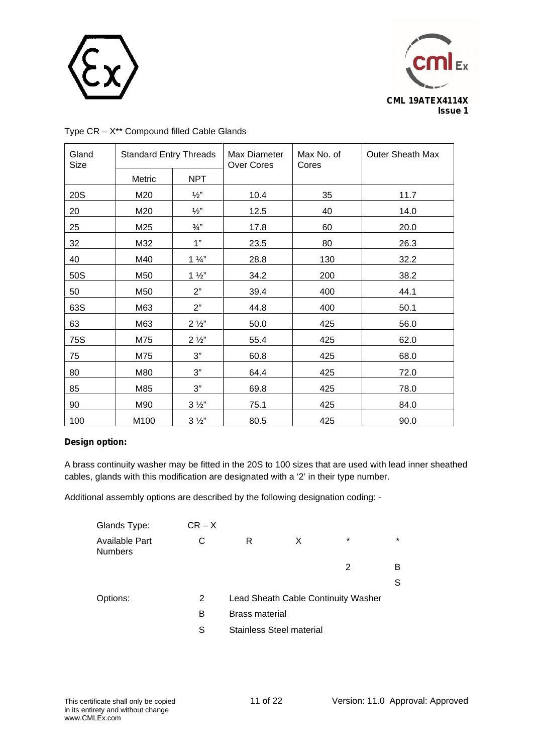Type CR – X** Compound filled Cable Glands

| Gland Size | Standard Entry Threads | | Max Diameter Over Cores | Max No. of Cores | Outer Sheath Max |
|---|---|---|---|---|---|
| | Metric | NPT | | | |
| 20S | M20 | ½" | 10.4 | 35 | 11.7 |
| 20 | M20 | ½" | 12.5 | 40 | 14.0 |
| 25 | M25 | ¾" | 17.8 | 60 | 20.0 |
| 32 | M32 | 1" | 23.5 | 80 | 26.3 |
| 40 | M40 | 1 ¼" | 28.8 | 130 | 32.2 |
| 50S | M50 | 1 ½" | 34.2 | 200 | 38.2 |
| 50 | M50 | 2" | 39.4 | 400 | 44.1 |
| 63S | M63 | 2" | 44.8 | 400 | 50.1 |
| 63 | M63 | 2 ½" | 50.0 | 425 | 56.0 |
| 75S | M75 | 2 ½" | 55.4 | 425 | 62.0 |
| 75 | M75 | 3" | 60.8 | 425 | 68.0 |
| 80 | M80 | 3" | 64.4 | 425 | 72.0 |
| 85 | M85 | 3" | 69.8 | 425 | 78.0 |
| 90 | M90 | 3 ½" | 75.1 | 425 | 84.0 |
| 100 | M100 | 3 ½" | 80.5 | 425 | 90.0 |

**Design option:**

A brass continuity washer may be fitted in the 20S to 100 sizes that are used with lead inner sheathed cables, glands with this modification are designated with a '2' in their type number.

Additional assembly options are described by the following designation coding: -

| | | | | | |
|---|---|---|---|---|---|
| Glands Type: | CR – X | | | | |
| Available Part Numbers | C | R | X | * | * |
| | | | | 2 | B |
| | | | | | S |
| Options: | 2 | Lead Sheath Cable Continuity Washer | | | |
| | B | Brass material | | | |
| | S | Stainless Steel material | | | |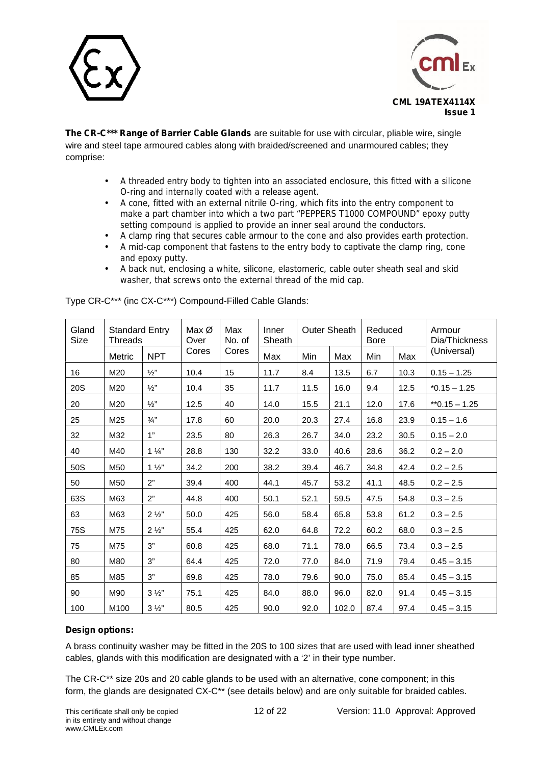**The CR-C*** Range of Barrier Cable Glands** are suitable for use with circular, pliable wire, single wire and steel tape armoured cables along with braided/screened and unarmoured cables; they comprise:

- A threaded entry body to tighten into an associated enclosure, this fitted with a silicone O-ring and internally coated with a release agent.
- A cone, fitted with an external nitrile O-ring, which fits into the entry component to make a part chamber into which a two part "PEPPERS T1000 COMPOUND" epoxy putty setting compound is applied to provide an inner seal around the conductors.
- A clamp ring that secures cable armour to the cone and also provides earth protection.
- A mid-cap component that fastens to the entry body to captivate the clamp ring, cone and epoxy putty.
- A back nut, enclosing a white, silicone, elastomeric, cable outer sheath seal and skid washer, that screws onto the external thread of the mid cap.

Type CR-C*** (inc CX-C***) Compound-Filled Cable Glands:

| Gland Size | Standard Entry Threads | | Max Ø Over Cores | Max No. of Cores | Inner Sheath | Outer Sheath | | Reduced Bore | | Armour Dia/Thickness (Universal) |
|---|---|---|---|---|---|---|---|---|---|---|
| | Metric | NPT | | | Max | Min | Max | Min | Max | |
| 16 | M20 | ½" | 10.4 | 15 | 11.7 | 8.4 | 13.5 | 6.7 | 10.3 | 0.15 – 1.25 |
| 20S | M20 | ½" | 10.4 | 35 | 11.7 | 11.5 | 16.0 | 9.4 | 12.5 | *0.15 – 1.25 |
| 20 | M20 | ½" | 12.5 | 40 | 14.0 | 15.5 | 21.1 | 12.0 | 17.6 | **0.15 – 1.25 |
| 25 | M25 | ¾" | 17.8 | 60 | 20.0 | 20.3 | 27.4 | 16.8 | 23.9 | 0.15 – 1.6 |
| 32 | M32 | 1" | 23.5 | 80 | 26.3 | 26.7 | 34.0 | 23.2 | 30.5 | 0.15 – 2.0 |
| 40 | M40 | 1 ¼" | 28.8 | 130 | 32.2 | 33.0 | 40.6 | 28.6 | 36.2 | 0.2 – 2.0 |
| 50S | M50 | 1 ½" | 34.2 | 200 | 38.2 | 39.4 | 46.7 | 34.8 | 42.4 | 0.2 – 2.5 |
| 50 | M50 | 2" | 39.4 | 400 | 44.1 | 45.7 | 53.2 | 41.1 | 48.5 | 0.2 – 2.5 |
| 63S | M63 | 2" | 44.8 | 400 | 50.1 | 52.1 | 59.5 | 47.5 | 54.8 | 0.3 – 2.5 |
| 63 | M63 | 2 ½" | 50.0 | 425 | 56.0 | 58.4 | 65.8 | 53.8 | 61.2 | 0.3 – 2.5 |
| 75S | M75 | 2 ½" | 55.4 | 425 | 62.0 | 64.8 | 72.2 | 60.2 | 68.0 | 0.3 – 2.5 |
| 75 | M75 | 3" | 60.8 | 425 | 68.0 | 71.1 | 78.0 | 66.5 | 73.4 | 0.3 – 2.5 |
| 80 | M80 | 3" | 64.4 | 425 | 72.0 | 77.0 | 84.0 | 71.9 | 79.4 | 0.45 – 3.15 |
| 85 | M85 | 3" | 69.8 | 425 | 78.0 | 79.6 | 90.0 | 75.0 | 85.4 | 0.45 – 3.15 |
| 90 | M90 | 3 ½" | 75.1 | 425 | 84.0 | 88.0 | 96.0 | 82.0 | 91.4 | 0.45 – 3.15 |
| 100 | M100 | 3 ½" | 80.5 | 425 | 90.0 | 92.0 | 102.0 | 87.4 | 97.4 | 0.45 – 3.15 |

**Design options:**

A brass continuity washer may be fitted in the 20S to 100 sizes that are used with lead inner sheathed cables, glands with this modification are designated with a '2' in their type number.

The CR-C** size 20s and 20 cable glands to be used with an alternative, cone component; in this form, the glands are designated CX-C** (see details below) and are only suitable for braided cables.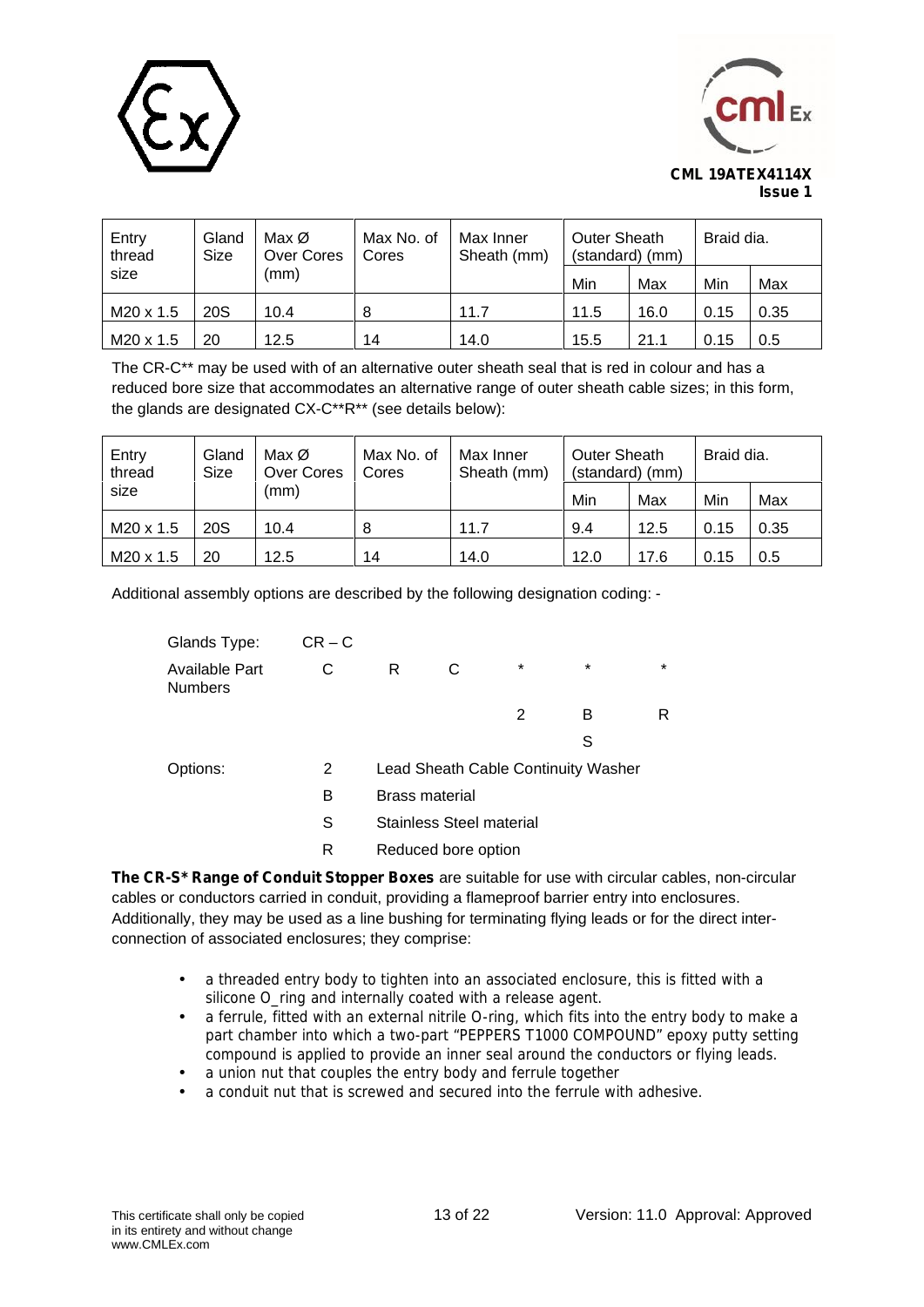| Entry thread size | Gland Size | Max Ø Over Cores (mm) | Max No. of Cores | Max Inner Sheath (mm) | Outer Sheath (standard) (mm) | | Braid dia. | |
|---|---|---|---|---|---|---|---|---|
| | | | | | Min | Max | Min | Max |
| M20 x 1.5 | 20S | 10.4 | 8 | 11.7 | 11.5 | 16.0 | 0.15 | 0.35 |
| M20 x 1.5 | 20 | 12.5 | 14 | 14.0 | 15.5 | 21.1 | 0.15 | 0.5 |

The CR-C** may be used with of an alternative outer sheath seal that is red in colour and has a reduced bore size that accommodates an alternative range of outer sheath cable sizes; in this form, the glands are designated CX-C**R** (see details below):

| Entry thread size | Gland Size | Max Ø Over Cores (mm) | Max No. of Cores | Max Inner Sheath (mm) | Outer Sheath (standard) (mm) | | Braid dia. | |
|---|---|---|---|---|---|---|---|---|
| | | | | | Min | Max | Min | Max |
| M20 x 1.5 | 20S | 10.4 | 8 | 11.7 | 9.4 | 12.5 | 0.15 | 0.35 |
| M20 x 1.5 | 20 | 12.5 | 14 | 14.0 | 12.0 | 17.6 | 0.15 | 0.5 |

Additional assembly options are described by the following designation coding: -

| | | | | | | |
|---|---|---|---|---|---|---|
| Glands Type: | CR – C | | | | | |
| Available Part Numbers | C | R | C | * | * | * |
| | | | | 2 | B | R |
| | | | | | S | |

Options:

- 2 — Lead Sheath Cable Continuity Washer
- B — Brass material
- S — Stainless Steel material
- R — Reduced bore option

**The CR-S* Range of Conduit Stopper Boxes** are suitable for use with circular cables, non-circular cables or conductors carried in conduit, providing a flameproof barrier entry into enclosures. Additionally, they may be used as a line bushing for terminating flying leads or for the direct inter-connection of associated enclosures; they comprise:

- a threaded entry body to tighten into an associated enclosure, this is fitted with a silicone O_ring and internally coated with a release agent.
- a ferrule, fitted with an external nitrile O-ring, which fits into the entry body to make a part chamber into which a two-part "PEPPERS T1000 COMPOUND" epoxy putty setting compound is applied to provide an inner seal around the conductors or flying leads.
- a union nut that couples the entry body and ferrule together
- a conduit nut that is screwed and secured into the ferrule with adhesive.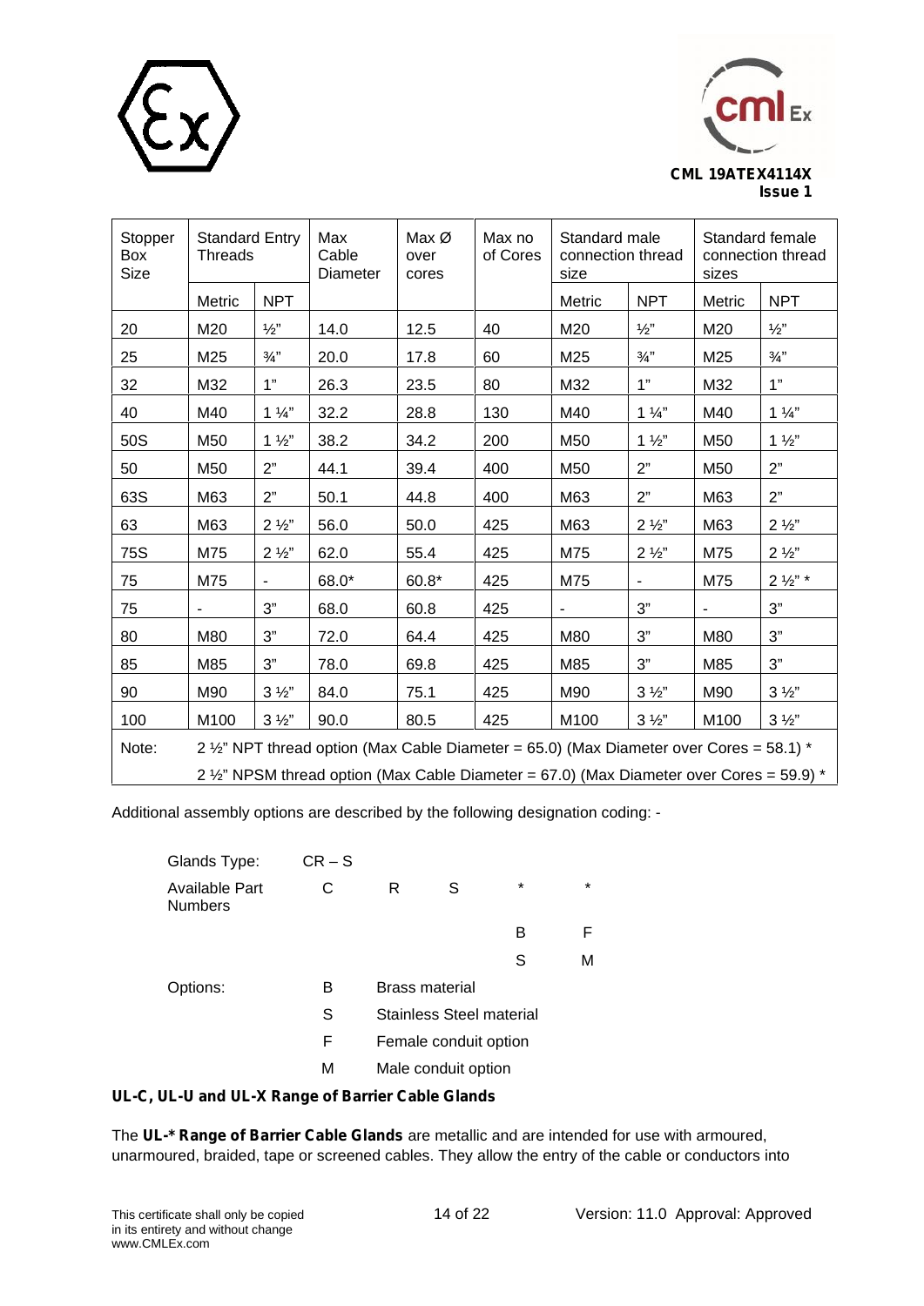| Stopper Box Size | Standard Entry Threads | | Max Cable Diameter | Max Ø over cores | Max no of Cores | Standard male connection thread size | | Standard female connection thread sizes | |
|---|---|---|---|---|---|---|---|---|---|
| | Metric | NPT | | | | Metric | NPT | Metric | NPT |
| 20 | M20 | ½" | 14.0 | 12.5 | 40 | M20 | ½" | M20 | ½" |
| 25 | M25 | ¾" | 20.0 | 17.8 | 60 | M25 | ¾" | M25 | ¾" |
| 32 | M32 | 1" | 26.3 | 23.5 | 80 | M32 | 1" | M32 | 1" |
| 40 | M40 | 1 ¼" | 32.2 | 28.8 | 130 | M40 | 1 ¼" | M40 | 1 ¼" |
| 50S | M50 | 1 ½" | 38.2 | 34.2 | 200 | M50 | 1 ½" | M50 | 1 ½" |
| 50 | M50 | 2" | 44.1 | 39.4 | 400 | M50 | 2" | M50 | 2" |
| 63S | M63 | 2" | 50.1 | 44.8 | 400 | M63 | 2" | M63 | 2" |
| 63 | M63 | 2 ½" | 56.0 | 50.0 | 425 | M63 | 2 ½" | M63 | 2 ½" |
| 75S | M75 | 2 ½" | 62.0 | 55.4 | 425 | M75 | 2 ½" | M75 | 2 ½" |
| 75 | M75 | - | 68.0* | 60.8* | 425 | M75 | - | M75 | 2 ½" * |
| 75 | - | 3" | 68.0 | 60.8 | 425 | - | 3" | - | 3" |
| 80 | M80 | 3" | 72.0 | 64.4 | 425 | M80 | 3" | M80 | 3" |
| 85 | M85 | 3" | 78.0 | 69.8 | 425 | M85 | 3" | M85 | 3" |
| 90 | M90 | 3 ½" | 84.0 | 75.1 | 425 | M90 | 3 ½" | M90 | 3 ½" |
| 100 | M100 | 3 ½" | 90.0 | 80.5 | 425 | M100 | 3 ½" | M100 | 3 ½" |
| Note: | 2 ½" NPT thread option (Max Cable Diameter = 65.0) (Max Diameter over Cores = 58.1) * | | | | | | | | |
| | 2 ½" NPSM thread option (Max Cable Diameter = 67.0) (Max Diameter over Cores = 59.9) * | | | | | | | | |

Additional assembly options are described by the following designation coding: -

| | | | | | |
|---|---|---|---|---|---|
| Glands Type: | CR – S | | | | |
| Available Part Numbers | C | R | S | * | * |
| | | | | B | F |
| | | | | S | M |
| Options: | B | Brass material | | | |
| | S | Stainless Steel material | | | |
| | F | Female conduit option | | | |
| | M | Male conduit option | | | |

**UL-C, UL-U and UL-X Range of Barrier Cable Glands**

The **UL-* Range of Barrier Cable Glands** are metallic and are intended for use with armoured, unarmoured, braided, tape or screened cables. They allow the entry of the cable or conductors into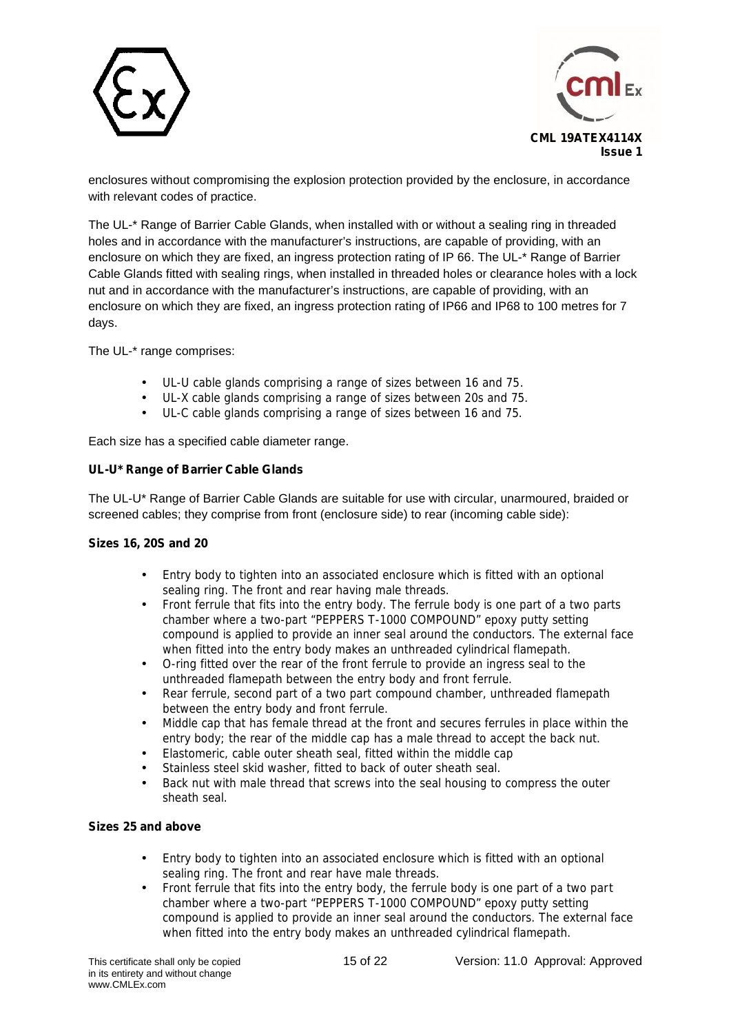enclosures without compromising the explosion protection provided by the enclosure, in accordance with relevant codes of practice.

The UL-* Range of Barrier Cable Glands, when installed with or without a sealing ring in threaded holes and in accordance with the manufacturer's instructions, are capable of providing, with an enclosure on which they are fixed, an ingress protection rating of IP 66. The UL-* Range of Barrier Cable Glands fitted with sealing rings, when installed in threaded holes or clearance holes with a lock nut and in accordance with the manufacturer's instructions, are capable of providing, with an enclosure on which they are fixed, an ingress protection rating of IP66 and IP68 to 100 metres for 7 days.

The UL-* range comprises:

- UL-U cable glands comprising a range of sizes between 16 and 75.
- UL-X cable glands comprising a range of sizes between 20s and 75.
- UL-C cable glands comprising a range of sizes between 16 and 75.

Each size has a specified cable diameter range.

**UL-U* Range of Barrier Cable Glands**

The UL-U* Range of Barrier Cable Glands are suitable for use with circular, unarmoured, braided or screened cables; they comprise from front (enclosure side) to rear (incoming cable side):

**Sizes 16, 20S and 20**

- Entry body to tighten into an associated enclosure which is fitted with an optional sealing ring. The front and rear having male threads.
- Front ferrule that fits into the entry body. The ferrule body is one part of a two parts chamber where a two-part "PEPPERS T-1000 COMPOUND" epoxy putty setting compound is applied to provide an inner seal around the conductors. The external face when fitted into the entry body makes an unthreaded cylindrical flamepath.
- O-ring fitted over the rear of the front ferrule to provide an ingress seal to the unthreaded flamepath between the entry body and front ferrule.
- Rear ferrule, second part of a two part compound chamber, unthreaded flamepath between the entry body and front ferrule.
- Middle cap that has female thread at the front and secures ferrules in place within the entry body; the rear of the middle cap has a male thread to accept the back nut.
- Elastomeric, cable outer sheath seal, fitted within the middle cap
- Stainless steel skid washer, fitted to back of outer sheath seal.
- Back nut with male thread that screws into the seal housing to compress the outer sheath seal.

**Sizes 25 and above**

- Entry body to tighten into an associated enclosure which is fitted with an optional sealing ring. The front and rear have male threads.
- Front ferrule that fits into the entry body, the ferrule body is one part of a two part chamber where a two-part "PEPPERS T-1000 COMPOUND" epoxy putty setting compound is applied to provide an inner seal around the conductors. The external face when fitted into the entry body makes an unthreaded cylindrical flamepath.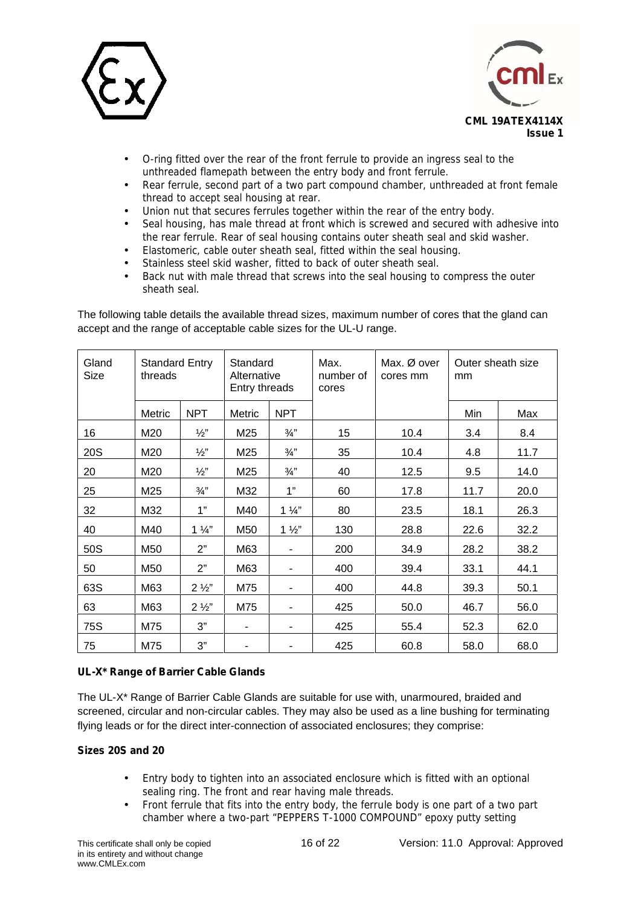- O-ring fitted over the rear of the front ferrule to provide an ingress seal to the unthreaded flamepath between the entry body and front ferrule.
- Rear ferrule, second part of a two part compound chamber, unthreaded at front female thread to accept seal housing at rear.
- Union nut that secures ferrules together within the rear of the entry body.
- Seal housing, has male thread at front which is screwed and secured with adhesive into the rear ferrule. Rear of seal housing contains outer sheath seal and skid washer.
- Elastomeric, cable outer sheath seal, fitted within the seal housing.
- Stainless steel skid washer, fitted to back of outer sheath seal.
- Back nut with male thread that screws into the seal housing to compress the outer sheath seal.

The following table details the available thread sizes, maximum number of cores that the gland can accept and the range of acceptable cable sizes for the UL-U range.

| Gland Size | Standard Entry threads | | Standard Alternative Entry threads | | Max. number of cores | Max. Ø over cores mm | Outer sheath size mm | |
|---|---|---|---|---|---|---|---|---|
| | Metric | NPT | Metric | NPT | | | Min | Max |
| 16 | M20 | ½" | M25 | ¾" | 15 | 10.4 | 3.4 | 8.4 |
| 20S | M20 | ½" | M25 | ¾" | 35 | 10.4 | 4.8 | 11.7 |
| 20 | M20 | ½" | M25 | ¾" | 40 | 12.5 | 9.5 | 14.0 |
| 25 | M25 | ¾" | M32 | 1" | 60 | 17.8 | 11.7 | 20.0 |
| 32 | M32 | 1" | M40 | 1 ¼" | 80 | 23.5 | 18.1 | 26.3 |
| 40 | M40 | 1 ¼" | M50 | 1 ½" | 130 | 28.8 | 22.6 | 32.2 |
| 50S | M50 | 2" | M63 | - | 200 | 34.9 | 28.2 | 38.2 |
| 50 | M50 | 2" | M63 | - | 400 | 39.4 | 33.1 | 44.1 |
| 63S | M63 | 2 ½" | M75 | - | 400 | 44.8 | 39.3 | 50.1 |
| 63 | M63 | 2 ½" | M75 | - | 425 | 50.0 | 46.7 | 56.0 |
| 75S | M75 | 3" | - | - | 425 | 55.4 | 52.3 | 62.0 |
| 75 | M75 | 3" | - | - | 425 | 60.8 | 58.0 | 68.0 |

**UL-X* Range of Barrier Cable Glands**

The UL-X* Range of Barrier Cable Glands are suitable for use with, unarmoured, braided and screened, circular and non-circular cables. They may also be used as a line bushing for terminating flying leads or for the direct inter-connection of associated enclosures; they comprise:

**Sizes 20S and 20**

- Entry body to tighten into an associated enclosure which is fitted with an optional sealing ring. The front and rear having male threads.
- Front ferrule that fits into the entry body, the ferrule body is one part of a two part chamber where a two-part "PEPPERS T-1000 COMPOUND" epoxy putty setting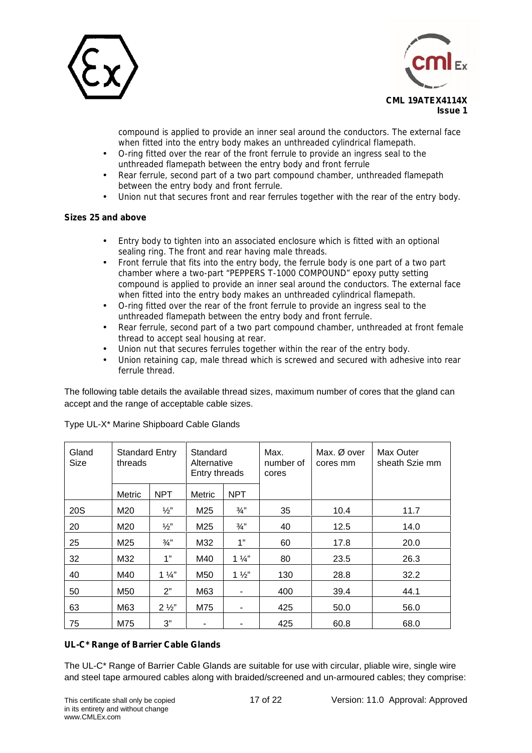compound is applied to provide an inner seal around the conductors. The external face when fitted into the entry body makes an unthreaded cylindrical flamepath.

- O-ring fitted over the rear of the front ferrule to provide an ingress seal to the unthreaded flamepath between the entry body and front ferrule
- Rear ferrule, second part of a two part compound chamber, unthreaded flamepath between the entry body and front ferrule.
- Union nut that secures front and rear ferrules together with the rear of the entry body.

**Sizes 25 and above**

- Entry body to tighten into an associated enclosure which is fitted with an optional sealing ring. The front and rear having male threads.
- Front ferrule that fits into the entry body, the ferrule body is one part of a two part chamber where a two-part "PEPPERS T-1000 COMPOUND" epoxy putty setting compound is applied to provide an inner seal around the conductors. The external face when fitted into the entry body makes an unthreaded cylindrical flamepath.
- O-ring fitted over the rear of the front ferrule to provide an ingress seal to the unthreaded flamepath between the entry body and front ferrule.
- Rear ferrule, second part of a two part compound chamber, unthreaded at front female thread to accept seal housing at rear.
- Union nut that secures ferrules together within the rear of the entry body.
- Union retaining cap, male thread which is screwed and secured with adhesive into rear ferrule thread.

The following table details the available thread sizes, maximum number of cores that the gland can accept and the range of acceptable cable sizes.

Type UL-X* Marine Shipboard Cable Glands

| Gland Size | Standard Entry threads | | Standard Alternative Entry threads | | Max. number of cores | Max. Ø over cores mm | Max Outer sheath Szie mm |
|---|---|---|---|---|---|---|---|
| | Metric | NPT | Metric | NPT | | | |
| 20S | M20 | ½" | M25 | ¾" | 35 | 10.4 | 11.7 |
| 20 | M20 | ½" | M25 | ¾" | 40 | 12.5 | 14.0 |
| 25 | M25 | ¾" | M32 | 1" | 60 | 17.8 | 20.0 |
| 32 | M32 | 1" | M40 | 1 ¼" | 80 | 23.5 | 26.3 |
| 40 | M40 | 1 ¼" | M50 | 1 ½" | 130 | 28.8 | 32.2 |
| 50 | M50 | 2" | M63 | - | 400 | 39.4 | 44.1 |
| 63 | M63 | 2 ½" | M75 | - | 425 | 50.0 | 56.0 |
| 75 | M75 | 3" | - | - | 425 | 60.8 | 68.0 |

**UL-C* Range of Barrier Cable Glands**

The UL-C* Range of Barrier Cable Glands are suitable for use with circular, pliable wire, single wire and steel tape armoured cables along with braided/screened and un-armoured cables; they comprise: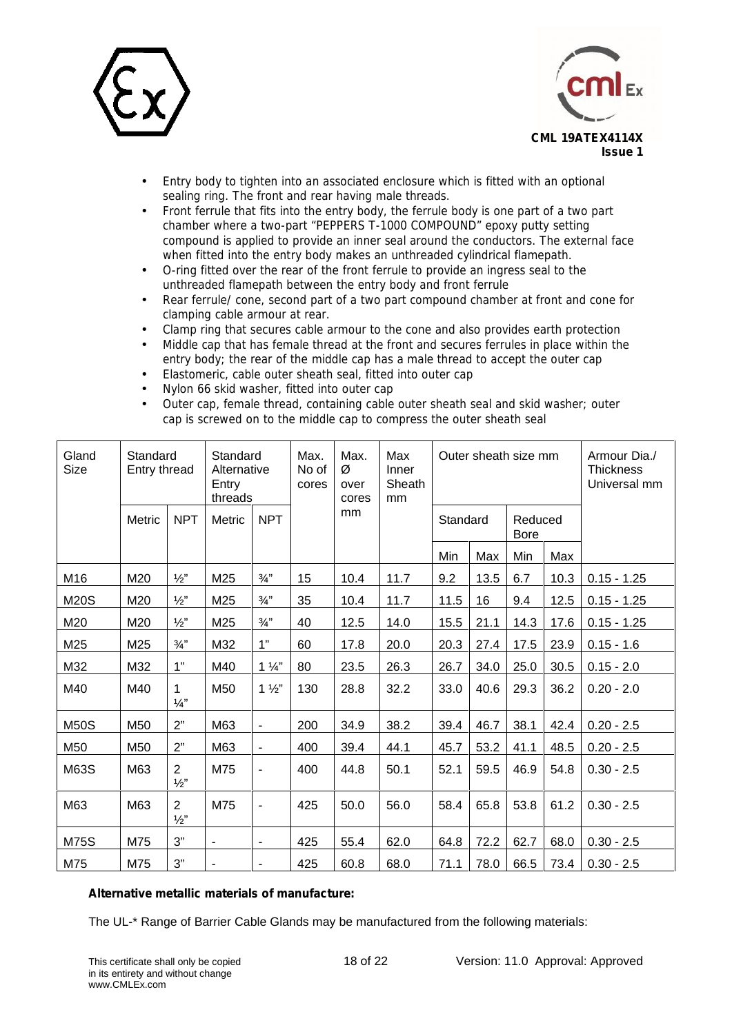- Entry body to tighten into an associated enclosure which is fitted with an optional sealing ring. The front and rear having male threads.
- Front ferrule that fits into the entry body, the ferrule body is one part of a two part chamber where a two-part "PEPPERS T-1000 COMPOUND" epoxy putty setting compound is applied to provide an inner seal around the conductors. The external face when fitted into the entry body makes an unthreaded cylindrical flamepath.
- O-ring fitted over the rear of the front ferrule to provide an ingress seal to the unthreaded flamepath between the entry body and front ferrule
- Rear ferrule/ cone, second part of a two part compound chamber at front and cone for clamping cable armour at rear.
- Clamp ring that secures cable armour to the cone and also provides earth protection
- Middle cap that has female thread at the front and secures ferrules in place within the entry body; the rear of the middle cap has a male thread to accept the outer cap
- Elastomeric, cable outer sheath seal, fitted into outer cap
- Nylon 66 skid washer, fitted into outer cap
- Outer cap, female thread, containing cable outer sheath seal and skid washer; outer cap is screwed on to the middle cap to compress the outer sheath seal

| Gland Size | Standard Entry thread | | Standard Alternative Entry threads | | Max. No of cores | Max. Ø over cores mm | Max Inner Sheath mm | Outer sheath size mm | | | | Armour Dia./ Thickness Universal mm |
|---|---|---|---|---|---|---|---|---|---|---|---|---|
| | Metric | NPT | Metric | NPT | | | | Standard | | Reduced Bore | | |
| | | | | | | | | Min | Max | Min | Max | |
| M16 | M20 | ½" | M25 | ¾" | 15 | 10.4 | 11.7 | 9.2 | 13.5 | 6.7 | 10.3 | 0.15 - 1.25 |
| M20S | M20 | ½" | M25 | ¾" | 35 | 10.4 | 11.7 | 11.5 | 16 | 9.4 | 12.5 | 0.15 - 1.25 |
| M20 | M20 | ½" | M25 | ¾" | 40 | 12.5 | 14.0 | 15.5 | 21.1 | 14.3 | 17.6 | 0.15 - 1.25 |
| M25 | M25 | ¾" | M32 | 1" | 60 | 17.8 | 20.0 | 20.3 | 27.4 | 17.5 | 23.9 | 0.15 - 1.6 |
| M32 | M32 | 1" | M40 | 1 ¼" | 80 | 23.5 | 26.3 | 26.7 | 34.0 | 25.0 | 30.5 | 0.15 - 2.0 |
| M40 | M40 | 1 ¼" | M50 | 1 ½" | 130 | 28.8 | 32.2 | 33.0 | 40.6 | 29.3 | 36.2 | 0.20 - 2.0 |
| M50S | M50 | 2" | M63 | - | 200 | 34.9 | 38.2 | 39.4 | 46.7 | 38.1 | 42.4 | 0.20 - 2.5 |
| M50 | M50 | 2" | M63 | - | 400 | 39.4 | 44.1 | 45.7 | 53.2 | 41.1 | 48.5 | 0.20 - 2.5 |
| M63S | M63 | 2 ½" | M75 | - | 400 | 44.8 | 50.1 | 52.1 | 59.5 | 46.9 | 54.8 | 0.30 - 2.5 |
| M63 | M63 | 2 ½" | M75 | - | 425 | 50.0 | 56.0 | 58.4 | 65.8 | 53.8 | 61.2 | 0.30 - 2.5 |
| M75S | M75 | 3" | - | - | 425 | 55.4 | 62.0 | 64.8 | 72.2 | 62.7 | 68.0 | 0.30 - 2.5 |
| M75 | M75 | 3" | - | - | 425 | 60.8 | 68.0 | 71.1 | 78.0 | 66.5 | 73.4 | 0.30 - 2.5 |

**Alternative metallic materials of manufacture:**

The UL-* Range of Barrier Cable Glands may be manufactured from the following materials: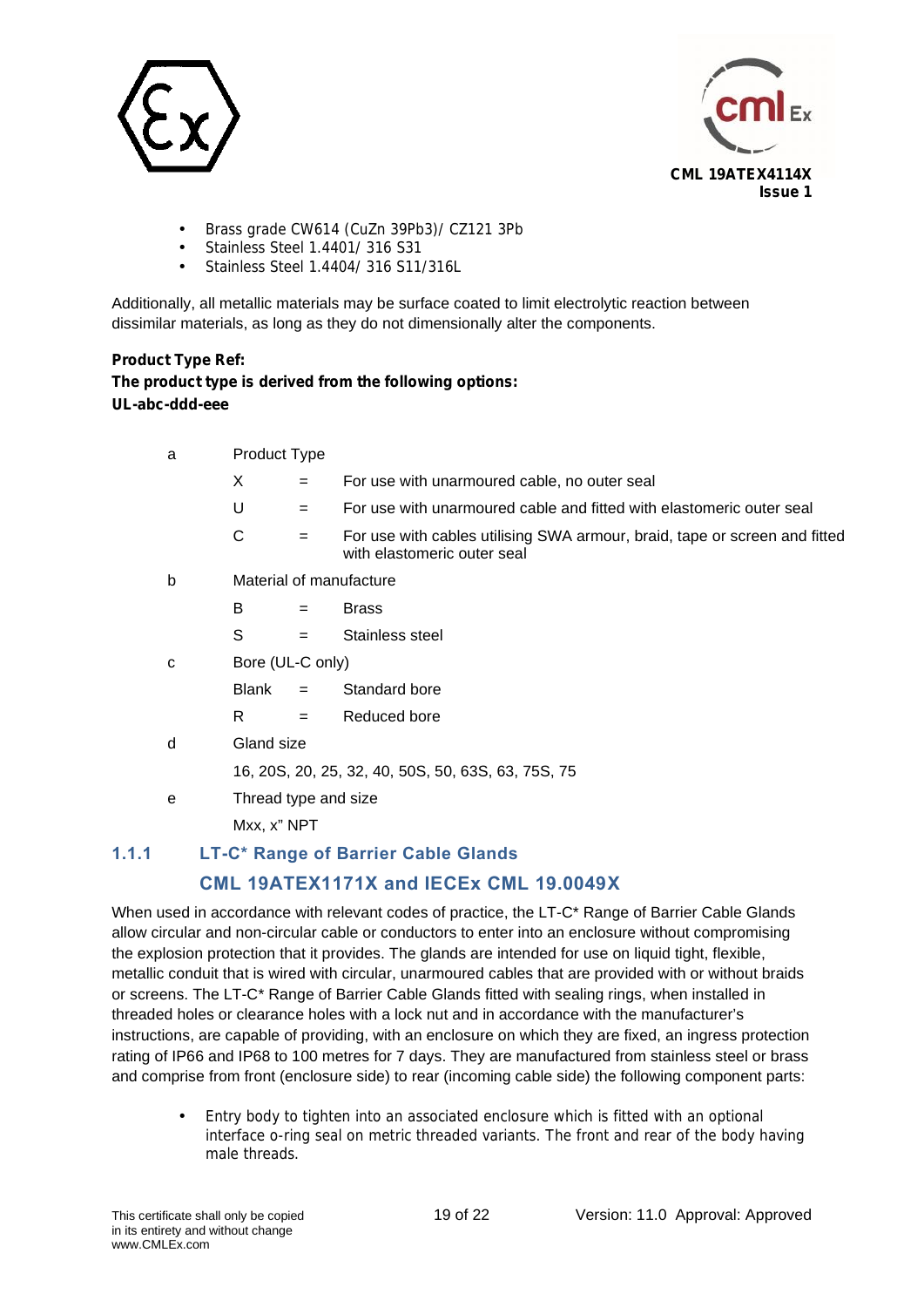- Brass grade CW614 (CuZn 39Pb3)/ CZ121 3Pb
- Stainless Steel 1.4401/ 316 S31
- Stainless Steel 1.4404/ 316 S11/316L

Additionally, all metallic materials may be surface coated to limit electrolytic reaction between dissimilar materials, as long as they do not dimensionally alter the components.

**Product Type Ref:**
**The product type is derived from the following options:**
**UL-abc-ddd-eee**

| | | | |
|---|---|---|---|
| a | Product Type | | |
| | X | = | For use with unarmoured cable, no outer seal |
| | U | = | For use with unarmoured cable and fitted with elastomeric outer seal |
| | C | = | For use with cables utilising SWA armour, braid, tape or screen and fitted with elastomeric outer seal |
| b | Material of manufacture | | |
| | B | = | Brass |
| | S | = | Stainless steel |
| c | Bore (UL-C only) | | |
| | Blank | = | Standard bore |
| | R | = | Reduced bore |
| d | Gland size | | |
| | 16, 20S, 20, 25, 32, 40, 50S, 50, 63S, 63, 75S, 75 | | |
| e | Thread type and size | | |
| | Mxx, x" NPT | | |

### 1.1.1 LT-C* Range of Barrier Cable Glands CML 19ATEX1171X and IECEx CML 19.0049X

When used in accordance with relevant codes of practice, the LT-C* Range of Barrier Cable Glands allow circular and non-circular cable or conductors to enter into an enclosure without compromising the explosion protection that it provides. The glands are intended for use on liquid tight, flexible, metallic conduit that is wired with circular, unarmoured cables that are provided with or without braids or screens. The LT-C* Range of Barrier Cable Glands fitted with sealing rings, when installed in threaded holes or clearance holes with a lock nut and in accordance with the manufacturer's instructions, are capable of providing, with an enclosure on which they are fixed, an ingress protection rating of IP66 and IP68 to 100 metres for 7 days. They are manufactured from stainless steel or brass and comprise from front (enclosure side) to rear (incoming cable side) the following component parts:

- Entry body to tighten into an associated enclosure which is fitted with an optional interface o-ring seal on metric threaded variants. The front and rear of the body having male threads.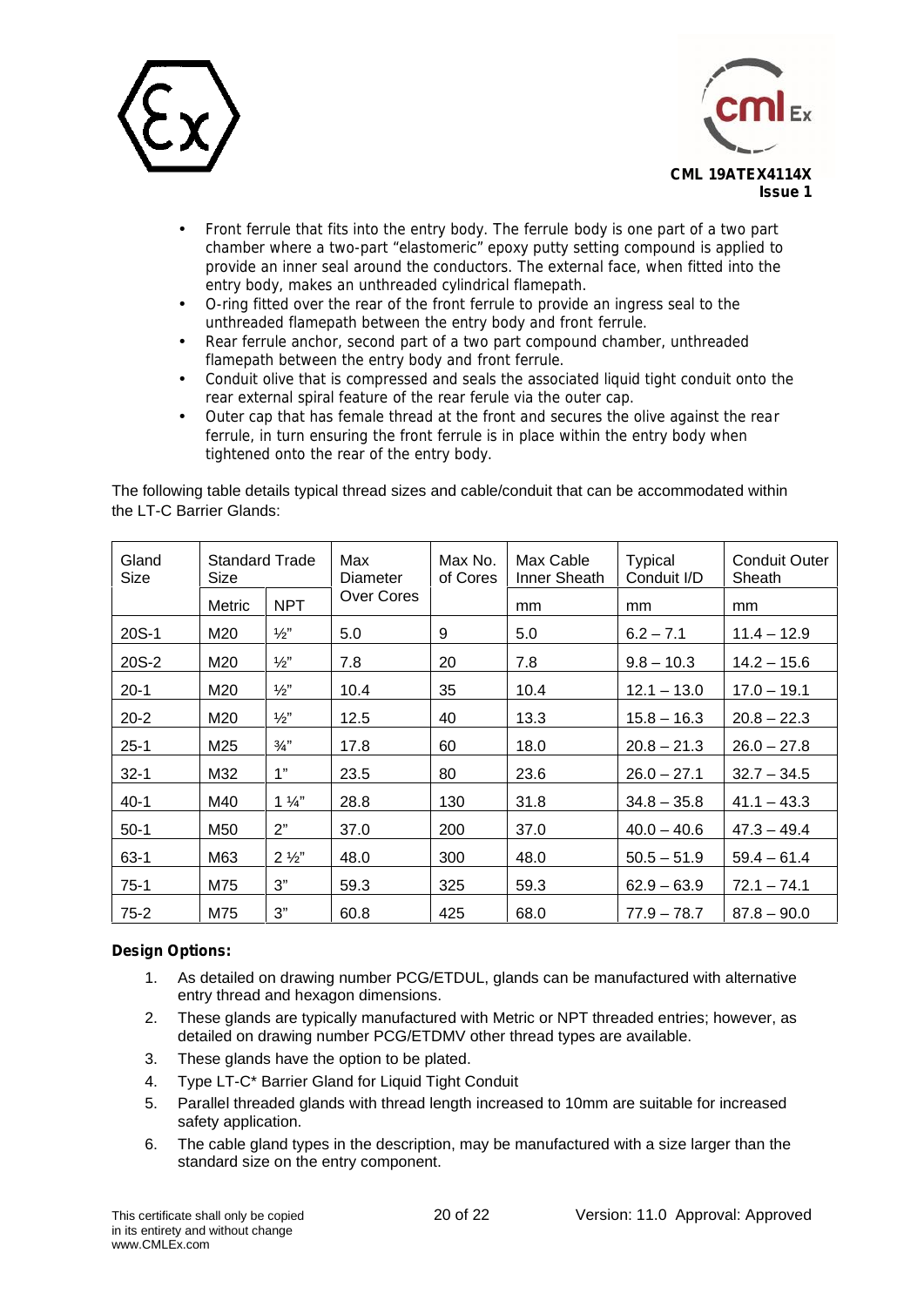- Front ferrule that fits into the entry body. The ferrule body is one part of a two part chamber where a two-part "elastomeric" epoxy putty setting compound is applied to provide an inner seal around the conductors. The external face, when fitted into the entry body, makes an unthreaded cylindrical flamepath.
- O-ring fitted over the rear of the front ferrule to provide an ingress seal to the unthreaded flamepath between the entry body and front ferrule.
- Rear ferrule anchor, second part of a two part compound chamber, unthreaded flamepath between the entry body and front ferrule.
- Conduit olive that is compressed and seals the associated liquid tight conduit onto the rear external spiral feature of the rear ferule via the outer cap.
- Outer cap that has female thread at the front and secures the olive against the rear ferrule, in turn ensuring the front ferrule is in place within the entry body when tightened onto the rear of the entry body.

The following table details typical thread sizes and cable/conduit that can be accommodated within the LT-C Barrier Glands:

| Gland Size | Standard Trade Size | | Max Diameter Over Cores | Max No. of Cores | Max Cable Inner Sheath | Typical Conduit I/D | Conduit Outer Sheath |
|---|---|---|---|---|---|---|---|
| | Metric | NPT | | | mm | mm | mm |
| 20S-1 | M20 | ½" | 5.0 | 9 | 5.0 | 6.2 – 7.1 | 11.4 – 12.9 |
| 20S-2 | M20 | ½" | 7.8 | 20 | 7.8 | 9.8 – 10.3 | 14.2 – 15.6 |
| 20-1 | M20 | ½" | 10.4 | 35 | 10.4 | 12.1 – 13.0 | 17.0 – 19.1 |
| 20-2 | M20 | ½" | 12.5 | 40 | 13.3 | 15.8 – 16.3 | 20.8 – 22.3 |
| 25-1 | M25 | ¾" | 17.8 | 60 | 18.0 | 20.8 – 21.3 | 26.0 – 27.8 |
| 32-1 | M32 | 1" | 23.5 | 80 | 23.6 | 26.0 – 27.1 | 32.7 – 34.5 |
| 40-1 | M40 | 1 ¼" | 28.8 | 130 | 31.8 | 34.8 – 35.8 | 41.1 – 43.3 |
| 50-1 | M50 | 2" | 37.0 | 200 | 37.0 | 40.0 – 40.6 | 47.3 – 49.4 |
| 63-1 | M63 | 2 ½" | 48.0 | 300 | 48.0 | 50.5 – 51.9 | 59.4 – 61.4 |
| 75-1 | M75 | 3" | 59.3 | 325 | 59.3 | 62.9 – 63.9 | 72.1 – 74.1 |
| 75-2 | M75 | 3" | 60.8 | 425 | 68.0 | 77.9 – 78.7 | 87.8 – 90.0 |

**Design Options:**

1. As detailed on drawing number PCG/ETDUL, glands can be manufactured with alternative entry thread and hexagon dimensions.
2. These glands are typically manufactured with Metric or NPT threaded entries; however, as detailed on drawing number PCG/ETDMV other thread types are available.
3. These glands have the option to be plated.
4. Type LT-C* Barrier Gland for Liquid Tight Conduit
5. Parallel threaded glands with thread length increased to 10mm are suitable for increased safety application.
6. The cable gland types in the description, may be manufactured with a size larger than the standard size on the entry component.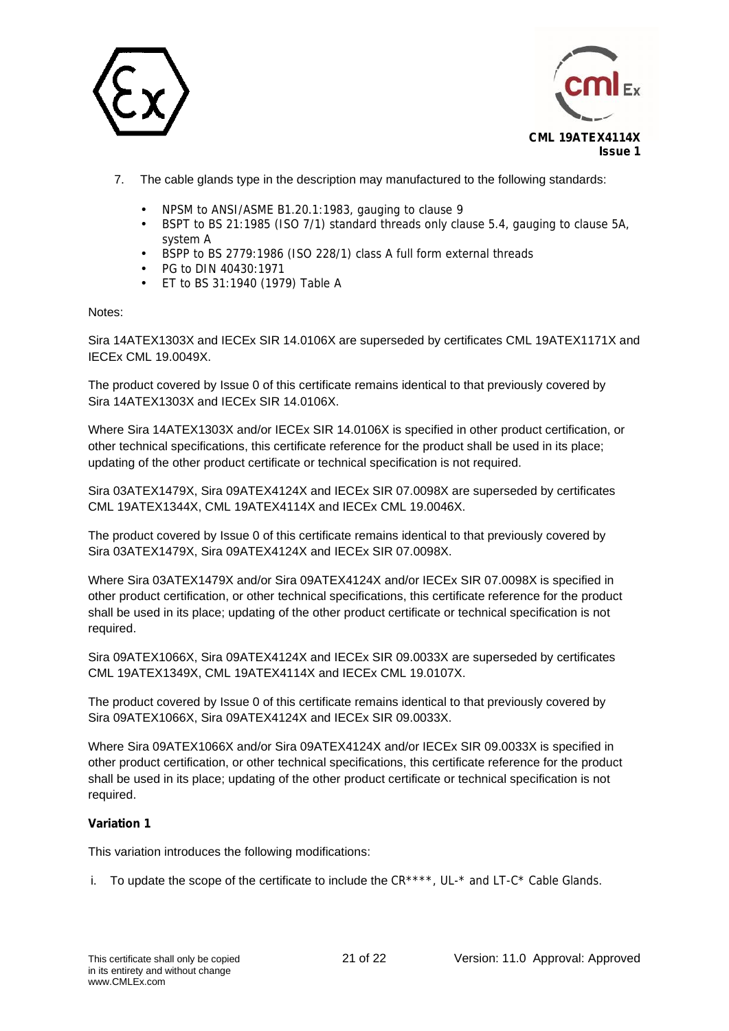7. The cable glands type in the description may manufactured to the following standards:

   - NPSM to ANSI/ASME B1.20.1:1983, gauging to clause 9
   - BSPT to BS 21:1985 (ISO 7/1) standard threads only clause 5.4, gauging to clause 5A, system A
   - BSPP to BS 2779:1986 (ISO 228/1) class A full form external threads
   - PG to DIN 40430:1971
   - ET to BS 31:1940 (1979) Table A

Notes:

Sira 14ATEX1303X and IECEx SIR 14.0106X are superseded by certificates CML 19ATEX1171X and IECEx CML 19.0049X.

The product covered by Issue 0 of this certificate remains identical to that previously covered by Sira 14ATEX1303X and IECEx SIR 14.0106X.

Where Sira 14ATEX1303X and/or IECEx SIR 14.0106X is specified in other product certification, or other technical specifications, this certificate reference for the product shall be used in its place; updating of the other product certificate or technical specification is not required.

Sira 03ATEX1479X, Sira 09ATEX4124X and IECEx SIR 07.0098X are superseded by certificates CML 19ATEX1344X, CML 19ATEX4114X and IECEx CML 19.0046X.

The product covered by Issue 0 of this certificate remains identical to that previously covered by Sira 03ATEX1479X, Sira 09ATEX4124X and IECEx SIR 07.0098X.

Where Sira 03ATEX1479X and/or Sira 09ATEX4124X and/or IECEx SIR 07.0098X is specified in other product certification, or other technical specifications, this certificate reference for the product shall be used in its place; updating of the other product certificate or technical specification is not required.

Sira 09ATEX1066X, Sira 09ATEX4124X and IECEx SIR 09.0033X are superseded by certificates CML 19ATEX1349X, CML 19ATEX4114X and IECEx CML 19.0107X.

The product covered by Issue 0 of this certificate remains identical to that previously covered by Sira 09ATEX1066X, Sira 09ATEX4124X and IECEx SIR 09.0033X.

Where Sira 09ATEX1066X and/or Sira 09ATEX4124X and/or IECEx SIR 09.0033X is specified in other product certification, or other technical specifications, this certificate reference for the product shall be used in its place; updating of the other product certificate or technical specification is not required.

**Variation 1**

This variation introduces the following modifications:

i. To update the scope of the certificate to include the CR****, UL-* and LT-C* Cable Glands.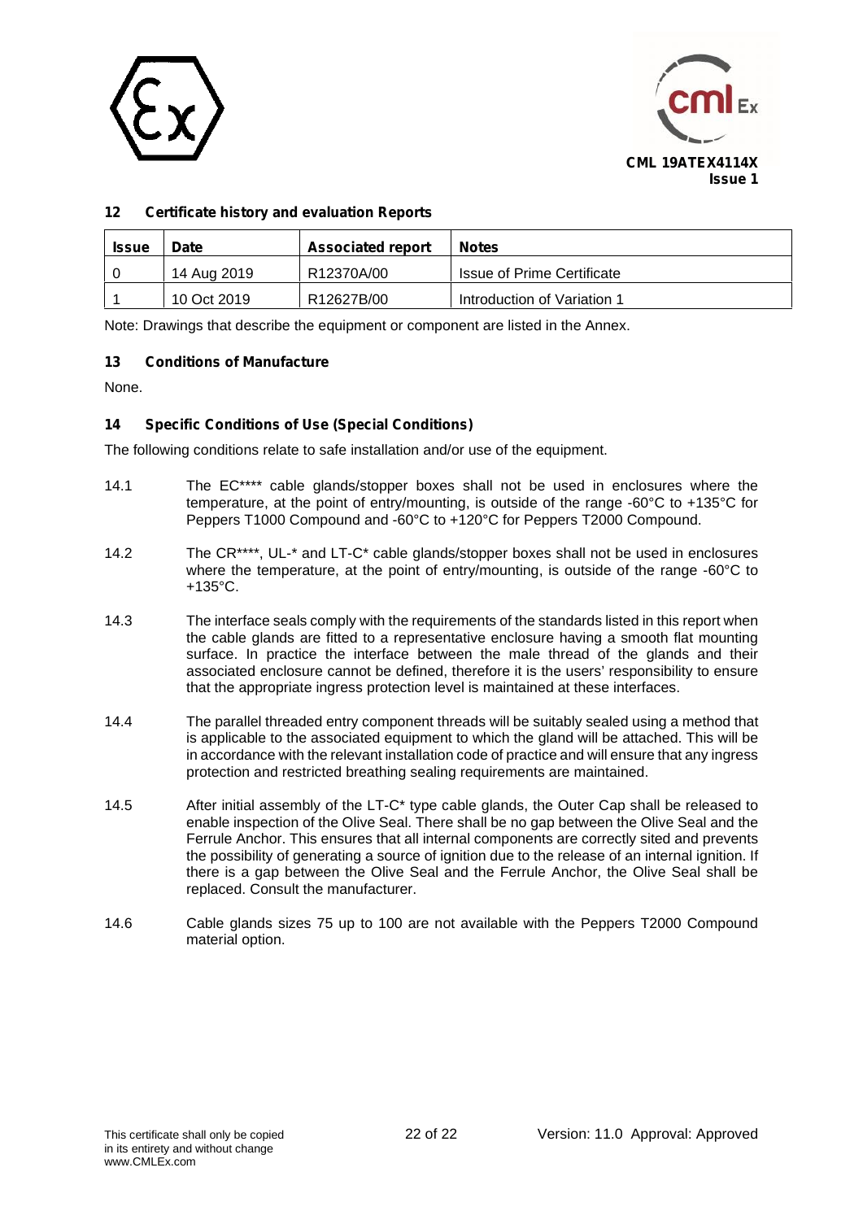## 12 Certificate history and evaluation Reports

| Issue | Date | Associated report | Notes |
|---|---|---|---|
| 0 | 14 Aug 2019 | R12370A/00 | Issue of Prime Certificate |
| 1 | 10 Oct 2019 | R12627B/00 | Introduction of Variation 1 |

Note: Drawings that describe the equipment or component are listed in the Annex.

## 13 Conditions of Manufacture

None.

## 14 Specific Conditions of Use (Special Conditions)

The following conditions relate to safe installation and/or use of the equipment.

14.1 The EC**** cable glands/stopper boxes shall not be used in enclosures where the temperature, at the point of entry/mounting, is outside of the range -60°C to +135°C for Peppers T1000 Compound and -60°C to +120°C for Peppers T2000 Compound.

14.2 The CR****, UL-* and LT-C* cable glands/stopper boxes shall not be used in enclosures where the temperature, at the point of entry/mounting, is outside of the range -60°C to +135°C.

14.3 The interface seals comply with the requirements of the standards listed in this report when the cable glands are fitted to a representative enclosure having a smooth flat mounting surface. In practice the interface between the male thread of the glands and their associated enclosure cannot be defined, therefore it is the users' responsibility to ensure that the appropriate ingress protection level is maintained at these interfaces.

14.4 The parallel threaded entry component threads will be suitably sealed using a method that is applicable to the associated equipment to which the gland will be attached. This will be in accordance with the relevant installation code of practice and will ensure that any ingress protection and restricted breathing sealing requirements are maintained.

14.5 After initial assembly of the LT-C* type cable glands, the Outer Cap shall be released to enable inspection of the Olive Seal. There shall be no gap between the Olive Seal and the Ferrule Anchor. This ensures that all internal components are correctly sited and prevents the possibility of generating a source of ignition due to the release of an internal ignition. If there is a gap between the Olive Seal and the Ferrule Anchor, the Olive Seal shall be replaced. Consult the manufacturer.

14.6 Cable glands sizes 75 up to 100 are not available with the Peppers T2000 Compound material option.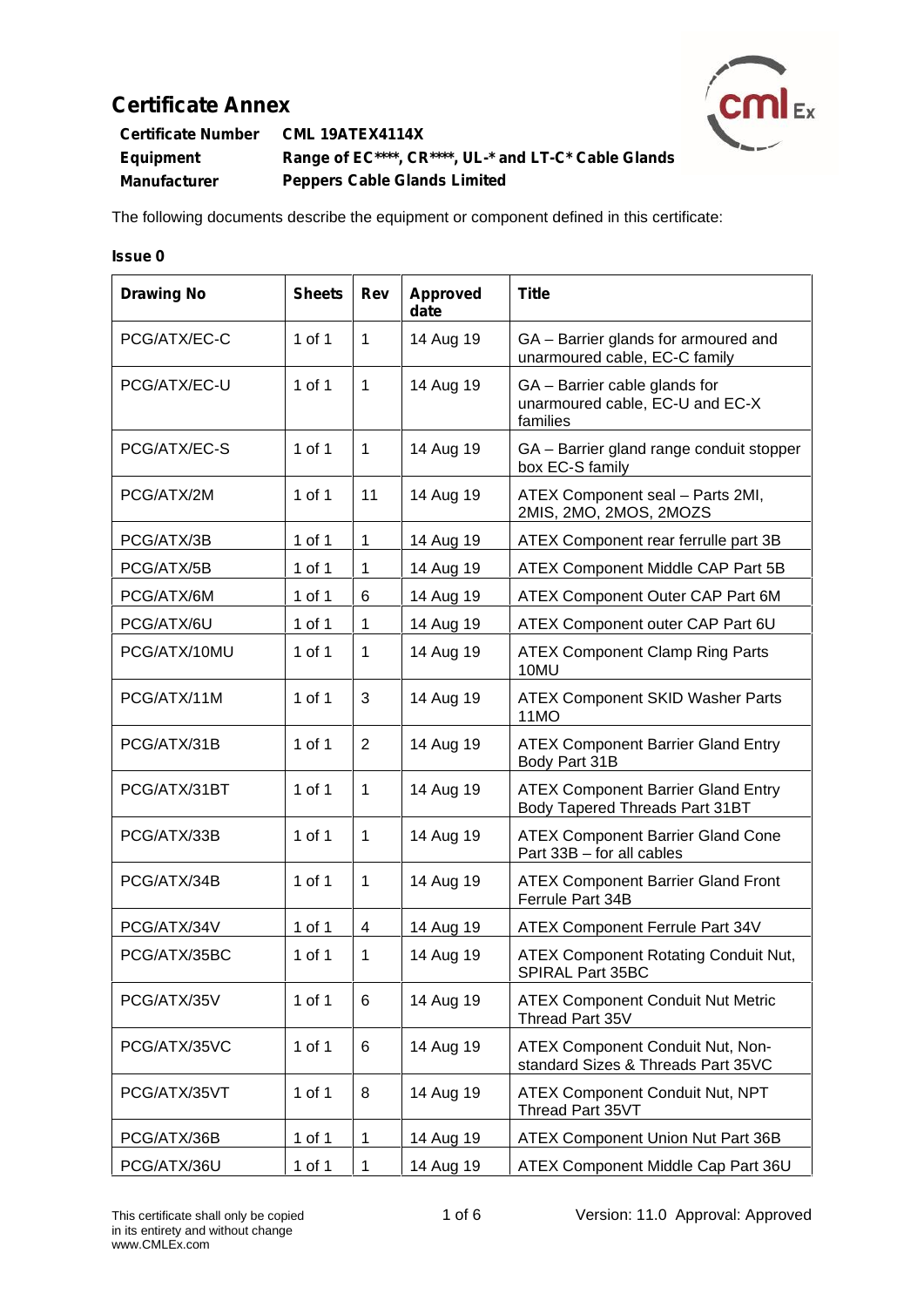# Certificate Annex

| | |
|---|---|
| **Certificate Number** | **CML 19ATEX4114X** |
| **Equipment** | **Range of EC****, CR****, UL-* and LT-C* Cable Glands** |
| **Manufacturer** | **Peppers Cable Glands Limited** |

The following documents describe the equipment or component defined in this certificate:

**Issue 0**

| Drawing No | Sheets | Rev | Approved date | Title |
|---|---|---|---|---|
| PCG/ATX/EC-C | 1 of 1 | 1 | 14 Aug 19 | GA – Barrier glands for armoured and unarmoured cable, EC-C family |
| PCG/ATX/EC-U | 1 of 1 | 1 | 14 Aug 19 | GA – Barrier cable glands for unarmoured cable, EC-U and EC-X families |
| PCG/ATX/EC-S | 1 of 1 | 1 | 14 Aug 19 | GA – Barrier gland range conduit stopper box EC-S family |
| PCG/ATX/2M | 1 of 1 | 11 | 14 Aug 19 | ATEX Component seal – Parts 2MI, 2MIS, 2MO, 2MOS, 2MOZS |
| PCG/ATX/3B | 1 of 1 | 1 | 14 Aug 19 | ATEX Component rear ferrule part 3B |
| PCG/ATX/5B | 1 of 1 | 1 | 14 Aug 19 | ATEX Component Middle CAP Part 5B |
| PCG/ATX/6M | 1 of 1 | 6 | 14 Aug 19 | ATEX Component Outer CAP Part 6M |
| PCG/ATX/6U | 1 of 1 | 1 | 14 Aug 19 | ATEX Component outer CAP Part 6U |
| PCG/ATX/10MU | 1 of 1 | 1 | 14 Aug 19 | ATEX Component Clamp Ring Parts 10MU |
| PCG/ATX/11M | 1 of 1 | 3 | 14 Aug 19 | ATEX Component SKID Washer Parts 11MO |
| PCG/ATX/31B | 1 of 1 | 2 | 14 Aug 19 | ATEX Component Barrier Gland Entry Body Part 31B |
| PCG/ATX/31BT | 1 of 1 | 1 | 14 Aug 19 | ATEX Component Barrier Gland Entry Body Tapered Threads Part 31BT |
| PCG/ATX/33B | 1 of 1 | 1 | 14 Aug 19 | ATEX Component Barrier Gland Cone Part 33B – for all cables |
| PCG/ATX/34B | 1 of 1 | 1 | 14 Aug 19 | ATEX Component Barrier Gland Front Ferrule Part 34B |
| PCG/ATX/34V | 1 of 1 | 4 | 14 Aug 19 | ATEX Component Ferrule Part 34V |
| PCG/ATX/35BC | 1 of 1 | 1 | 14 Aug 19 | ATEX Component Rotating Conduit Nut, SPIRAL Part 35BC |
| PCG/ATX/35V | 1 of 1 | 6 | 14 Aug 19 | ATEX Component Conduit Nut Metric Thread Part 35V |
| PCG/ATX/35VC | 1 of 1 | 6 | 14 Aug 19 | ATEX Component Conduit Nut, Non-standard Sizes & Threads Part 35VC |
| PCG/ATX/35VT | 1 of 1 | 8 | 14 Aug 19 | ATEX Component Conduit Nut, NPT Thread Part 35VT |
| PCG/ATX/36B | 1 of 1 | 1 | 14 Aug 19 | ATEX Component Union Nut Part 36B |
| PCG/ATX/36U | 1 of 1 | 1 | 14 Aug 19 | ATEX Component Middle Cap Part 36U |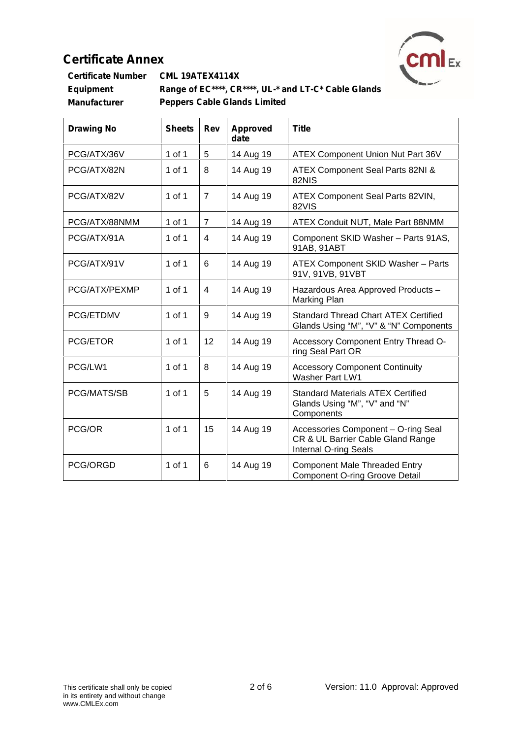# Certificate Annex

**Certificate Number** **CML 19ATEX4114X**
**Equipment** **Range of EC****, CR****, UL-* and LT-C* Cable Glands**
**Manufacturer** **Peppers Cable Glands Limited**

| Drawing No | Sheets | Rev | Approved date | Title |
|---|---|---|---|---|
| PCG/ATX/36V | 1 of 1 | 5 | 14 Aug 19 | ATEX Component Union Nut Part 36V |
| PCG/ATX/82N | 1 of 1 | 8 | 14 Aug 19 | ATEX Component Seal Parts 82NI & 82NIS |
| PCG/ATX/82V | 1 of 1 | 7 | 14 Aug 19 | ATEX Component Seal Parts 82VIN, 82VIS |
| PCG/ATX/88NMM | 1 of 1 | 7 | 14 Aug 19 | ATEX Conduit NUT, Male Part 88NMM |
| PCG/ATX/91A | 1 of 1 | 4 | 14 Aug 19 | Component SKID Washer – Parts 91AS, 91AB, 91ABT |
| PCG/ATX/91V | 1 of 1 | 6 | 14 Aug 19 | ATEX Component SKID Washer – Parts 91V, 91VB, 91VBT |
| PCG/ATX/PEXMP | 1 of 1 | 4 | 14 Aug 19 | Hazardous Area Approved Products – Marking Plan |
| PCG/ETDMV | 1 of 1 | 9 | 14 Aug 19 | Standard Thread Chart ATEX Certified Glands Using "M", "V" & "N" Components |
| PCG/ETOR | 1 of 1 | 12 | 14 Aug 19 | Accessory Component Entry Thread O-ring Seal Part OR |
| PCG/LW1 | 1 of 1 | 8 | 14 Aug 19 | Accessory Component Continuity Washer Part LW1 |
| PCG/MATS/SB | 1 of 1 | 5 | 14 Aug 19 | Standard Materials ATEX Certified Glands Using "M", "V" and "N" Components |
| PCG/OR | 1 of 1 | 15 | 14 Aug 19 | Accessories Component – O-ring Seal CR & UL Barrier Cable Gland Range Internal O-ring Seals |
| PCG/ORGD | 1 of 1 | 6 | 14 Aug 19 | Component Male Threaded Entry Component O-ring Groove Detail |

This certificate shall only be copied in its entirety and without change
www.CMLEx.com

Version: 11.0 Approval: Approved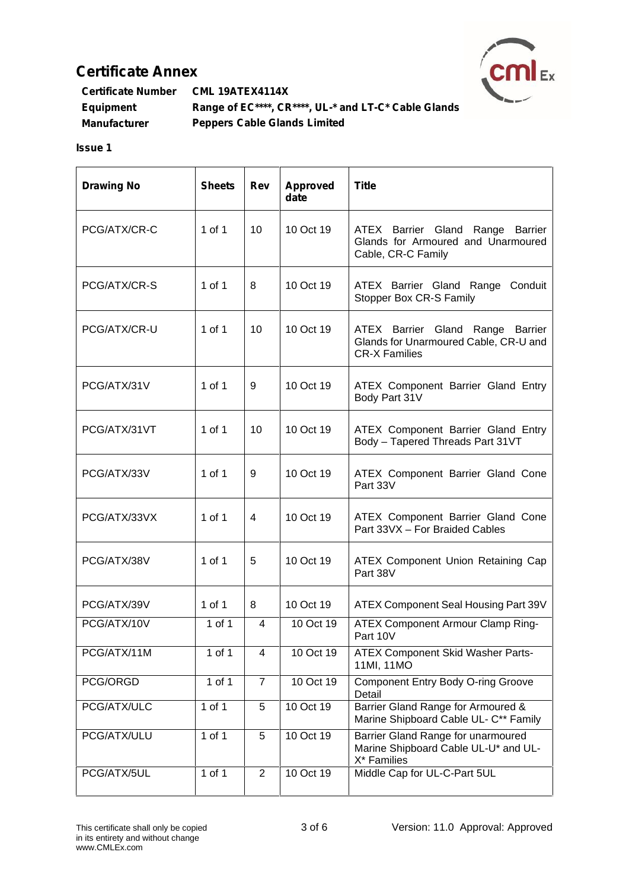# Certificate Annex

**Certificate Number** CML 19ATEX4114X
**Equipment** Range of EC****, CR****, UL-* and LT-C* Cable Glands
**Manufacturer** Peppers Cable Glands Limited

**Issue 1**

| Drawing No | Sheets | Rev | Approved date | Title |
|---|---|---|---|---|
| PCG/ATX/CR-C | 1 of 1 | 10 | 10 Oct 19 | ATEX Barrier Gland Range Barrier Glands for Armoured and Unarmoured Cable, CR-C Family |
| PCG/ATX/CR-S | 1 of 1 | 8 | 10 Oct 19 | ATEX Barrier Gland Range Conduit Stopper Box CR-S Family |
| PCG/ATX/CR-U | 1 of 1 | 10 | 10 Oct 19 | ATEX Barrier Gland Range Barrier Glands for Unarmoured Cable, CR-U and CR-X Families |
| PCG/ATX/31V | 1 of 1 | 9 | 10 Oct 19 | ATEX Component Barrier Gland Entry Body Part 31V |
| PCG/ATX/31VT | 1 of 1 | 10 | 10 Oct 19 | ATEX Component Barrier Gland Entry Body – Tapered Threads Part 31VT |
| PCG/ATX/33V | 1 of 1 | 9 | 10 Oct 19 | ATEX Component Barrier Gland Cone Part 33V |
| PCG/ATX/33VX | 1 of 1 | 4 | 10 Oct 19 | ATEX Component Barrier Gland Cone Part 33VX – For Braided Cables |
| PCG/ATX/38V | 1 of 1 | 5 | 10 Oct 19 | ATEX Component Union Retaining Cap Part 38V |
| PCG/ATX/39V | 1 of 1 | 8 | 10 Oct 19 | ATEX Component Seal Housing Part 39V |
| PCG/ATX/10V | 1 of 1 | 4 | 10 Oct 19 | ATEX Component Armour Clamp Ring-Part 10V |
| PCG/ATX/11M | 1 of 1 | 4 | 10 Oct 19 | ATEX Component Skid Washer Parts-11MI, 11MO |
| PCG/ORGD | 1 of 1 | 7 | 10 Oct 19 | Component Entry Body O-ring Groove Detail |
| PCG/ATX/ULC | 1 of 1 | 5 | 10 Oct 19 | Barrier Gland Range for Armoured & Marine Shipboard Cable UL- C** Family |
| PCG/ATX/ULU | 1 of 1 | 5 | 10 Oct 19 | Barrier Gland Range for unarmoured Marine Shipboard Cable UL-U* and UL-X* Families |
| PCG/ATX/5UL | 1 of 1 | 2 | 10 Oct 19 | Middle Cap for UL-C-Part 5UL |

This certificate shall only be copied in its entirety and without change
www.CMLEx.com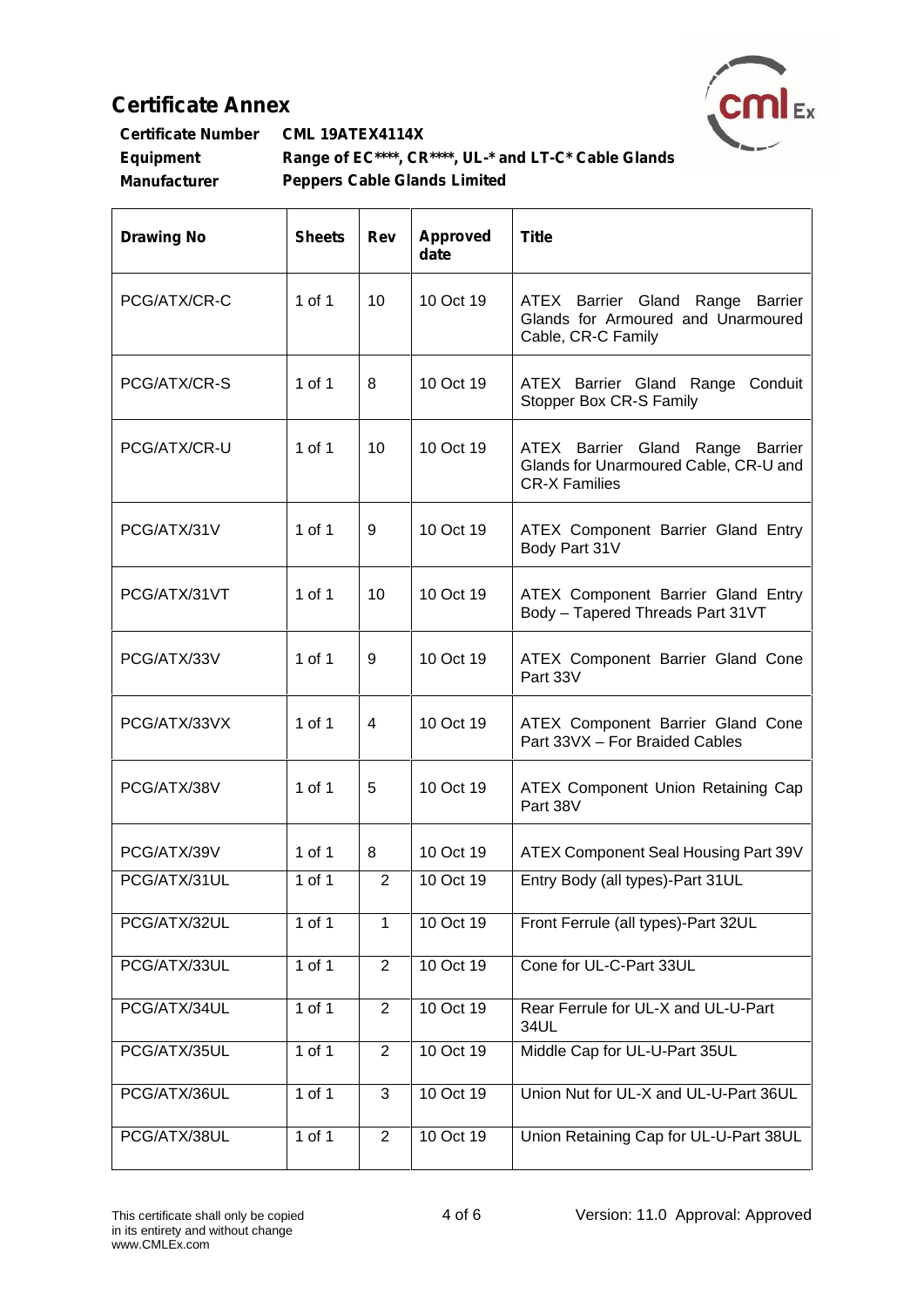# Certificate Annex

**Certificate Number** CML 19ATEX4114X

**Equipment** Range of EC****, CR****, UL-* and LT-C* Cable Glands

**Manufacturer** Peppers Cable Glands Limited

| Drawing No | Sheets | Rev | Approved date | Title |
|---|---|---|---|---|
| PCG/ATX/CR-C | 1 of 1 | 10 | 10 Oct 19 | ATEX Barrier Gland Range Barrier Glands for Armoured and Unarmoured Cable, CR-C Family |
| PCG/ATX/CR-S | 1 of 1 | 8 | 10 Oct 19 | ATEX Barrier Gland Range Conduit Stopper Box CR-S Family |
| PCG/ATX/CR-U | 1 of 1 | 10 | 10 Oct 19 | ATEX Barrier Gland Range Barrier Glands for Unarmoured Cable, CR-U and CR-X Families |
| PCG/ATX/31V | 1 of 1 | 9 | 10 Oct 19 | ATEX Component Barrier Gland Entry Body Part 31V |
| PCG/ATX/31VT | 1 of 1 | 10 | 10 Oct 19 | ATEX Component Barrier Gland Entry Body – Tapered Threads Part 31VT |
| PCG/ATX/33V | 1 of 1 | 9 | 10 Oct 19 | ATEX Component Barrier Gland Cone Part 33V |
| PCG/ATX/33VX | 1 of 1 | 4 | 10 Oct 19 | ATEX Component Barrier Gland Cone Part 33VX – For Braided Cables |
| PCG/ATX/38V | 1 of 1 | 5 | 10 Oct 19 | ATEX Component Union Retaining Cap Part 38V |
| PCG/ATX/39V | 1 of 1 | 8 | 10 Oct 19 | ATEX Component Seal Housing Part 39V |
| PCG/ATX/31UL | 1 of 1 | 2 | 10 Oct 19 | Entry Body (all types)-Part 31UL |
| PCG/ATX/32UL | 1 of 1 | 1 | 10 Oct 19 | Front Ferrule (all types)-Part 32UL |
| PCG/ATX/33UL | 1 of 1 | 2 | 10 Oct 19 | Cone for UL-C-Part 33UL |
| PCG/ATX/34UL | 1 of 1 | 2 | 10 Oct 19 | Rear Ferrule for UL-X and UL-U-Part 34UL |
| PCG/ATX/35UL | 1 of 1 | 2 | 10 Oct 19 | Middle Cap for UL-U-Part 35UL |
| PCG/ATX/36UL | 1 of 1 | 3 | 10 Oct 19 | Union Nut for UL-X and UL-U-Part 36UL |
| PCG/ATX/38UL | 1 of 1 | 2 | 10 Oct 19 | Union Retaining Cap for UL-U-Part 38UL |

This certificate shall only be copied in its entirety and without change
www.CMLEx.com

Version: 11.0 Approval: Approved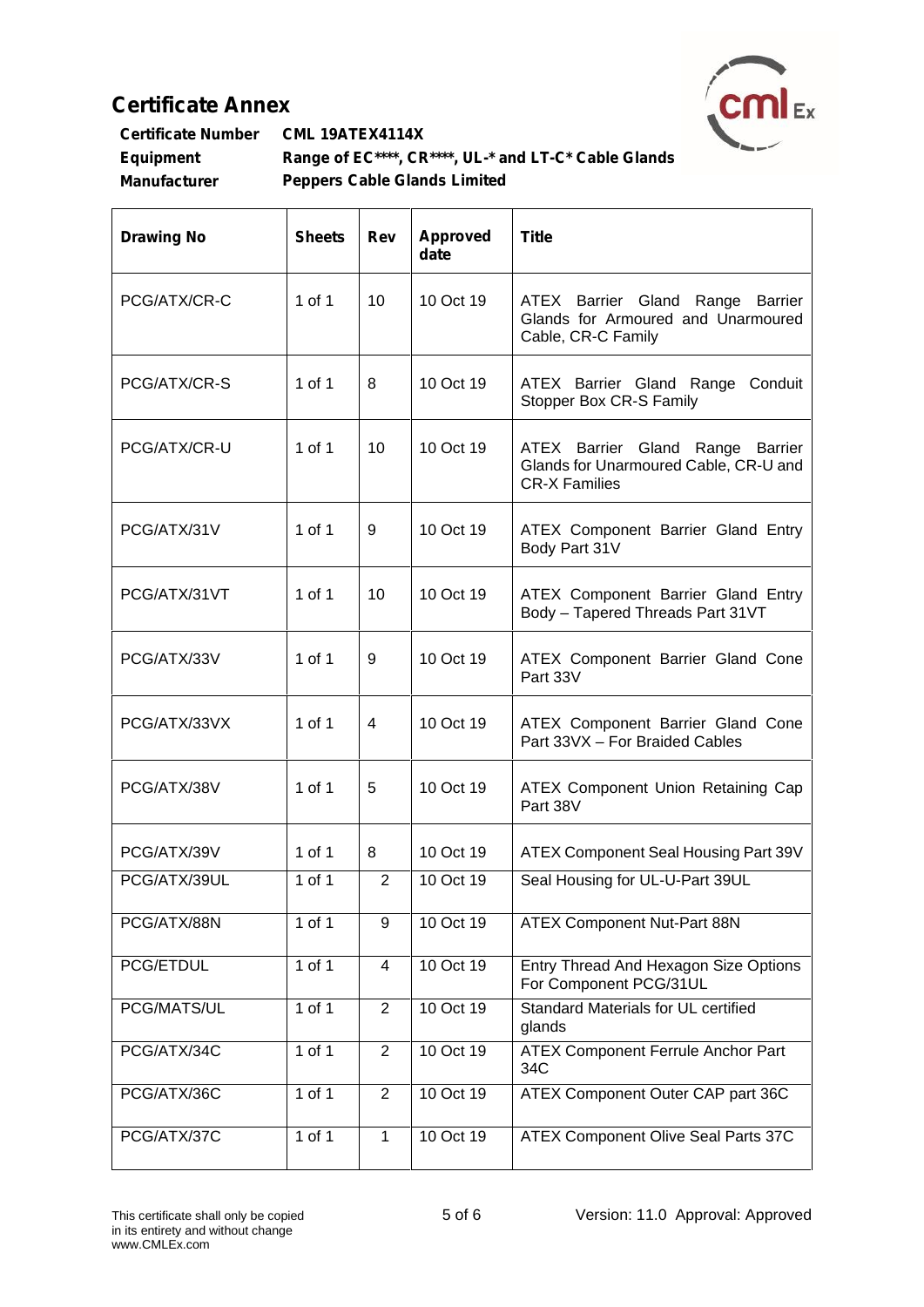# Certificate Annex

**Certificate Number** CML 19ATEX4114X

**Equipment** Range of EC****, CR****, UL-* and LT-C* Cable Glands

**Manufacturer** Peppers Cable Glands Limited

| Drawing No | Sheets | Rev | Approved date | Title |
|---|---|---|---|---|
| PCG/ATX/CR-C | 1 of 1 | 10 | 10 Oct 19 | ATEX Barrier Gland Range Barrier Glands for Armoured and Unarmoured Cable, CR-C Family |
| PCG/ATX/CR-S | 1 of 1 | 8 | 10 Oct 19 | ATEX Barrier Gland Range Conduit Stopper Box CR-S Family |
| PCG/ATX/CR-U | 1 of 1 | 10 | 10 Oct 19 | ATEX Barrier Gland Range Barrier Glands for Unarmoured Cable, CR-U and CR-X Families |
| PCG/ATX/31V | 1 of 1 | 9 | 10 Oct 19 | ATEX Component Barrier Gland Entry Body Part 31V |
| PCG/ATX/31VT | 1 of 1 | 10 | 10 Oct 19 | ATEX Component Barrier Gland Entry Body – Tapered Threads Part 31VT |
| PCG/ATX/33V | 1 of 1 | 9 | 10 Oct 19 | ATEX Component Barrier Gland Cone Part 33V |
| PCG/ATX/33VX | 1 of 1 | 4 | 10 Oct 19 | ATEX Component Barrier Gland Cone Part 33VX – For Braided Cables |
| PCG/ATX/38V | 1 of 1 | 5 | 10 Oct 19 | ATEX Component Union Retaining Cap Part 38V |
| PCG/ATX/39V | 1 of 1 | 8 | 10 Oct 19 | ATEX Component Seal Housing Part 39V |
| PCG/ATX/39UL | 1 of 1 | 2 | 10 Oct 19 | Seal Housing for UL-U-Part 39UL |
| PCG/ATX/88N | 1 of 1 | 9 | 10 Oct 19 | ATEX Component Nut-Part 88N |
| PCG/ETDUL | 1 of 1 | 4 | 10 Oct 19 | Entry Thread And Hexagon Size Options For Component PCG/31UL |
| PCG/MATS/UL | 1 of 1 | 2 | 10 Oct 19 | Standard Materials for UL certified glands |
| PCG/ATX/34C | 1 of 1 | 2 | 10 Oct 19 | ATEX Component Ferrule Anchor Part 34C |
| PCG/ATX/36C | 1 of 1 | 2 | 10 Oct 19 | ATEX Component Outer CAP part 36C |
| PCG/ATX/37C | 1 of 1 | 1 | 10 Oct 19 | ATEX Component Olive Seal Parts 37C |

This certificate shall only be copied in its entirety and without change
www.CMLEx.com

Version: 11.0 Approval: Approved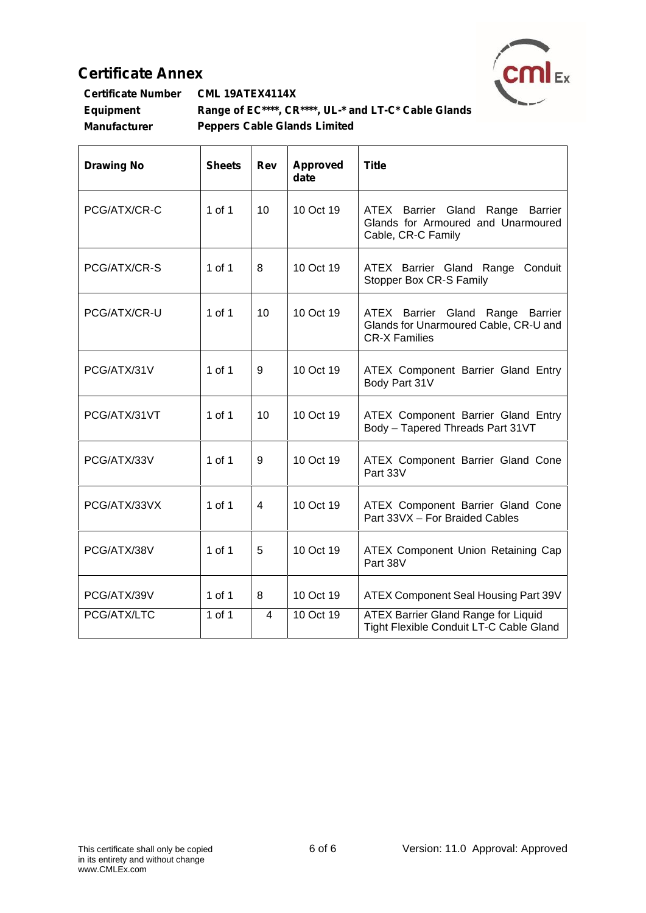# Certificate Annex

**Certificate Number** **CML 19ATEX4114X**
**Equipment** **Range of EC****, CR****, UL-* and LT-C* Cable Glands**
**Manufacturer** **Peppers Cable Glands Limited**

| Drawing No | Sheets | Rev | Approved date | Title |
|---|---|---|---|---|
| PCG/ATX/CR-C | 1 of 1 | 10 | 10 Oct 19 | ATEX Barrier Gland Range Barrier Glands for Armoured and Unarmoured Cable, CR-C Family |
| PCG/ATX/CR-S | 1 of 1 | 8 | 10 Oct 19 | ATEX Barrier Gland Range Conduit Stopper Box CR-S Family |
| PCG/ATX/CR-U | 1 of 1 | 10 | 10 Oct 19 | ATEX Barrier Gland Range Barrier Glands for Unarmoured Cable, CR-U and CR-X Families |
| PCG/ATX/31V | 1 of 1 | 9 | 10 Oct 19 | ATEX Component Barrier Gland Entry Body Part 31V |
| PCG/ATX/31VT | 1 of 1 | 10 | 10 Oct 19 | ATEX Component Barrier Gland Entry Body – Tapered Threads Part 31VT |
| PCG/ATX/33V | 1 of 1 | 9 | 10 Oct 19 | ATEX Component Barrier Gland Cone Part 33V |
| PCG/ATX/33VX | 1 of 1 | 4 | 10 Oct 19 | ATEX Component Barrier Gland Cone Part 33VX – For Braided Cables |
| PCG/ATX/38V | 1 of 1 | 5 | 10 Oct 19 | ATEX Component Union Retaining Cap Part 38V |
| PCG/ATX/39V | 1 of 1 | 8 | 10 Oct 19 | ATEX Component Seal Housing Part 39V |
| PCG/ATX/LTC | 1 of 1 | 4 | 10 Oct 19 | ATEX Barrier Gland Range for Liquid Tight Flexible Conduit LT-C Cable Gland |

This certificate shall only be copied in its entirety and without change
www.CMLEx.com

Version: 11.0 Approval: Approved